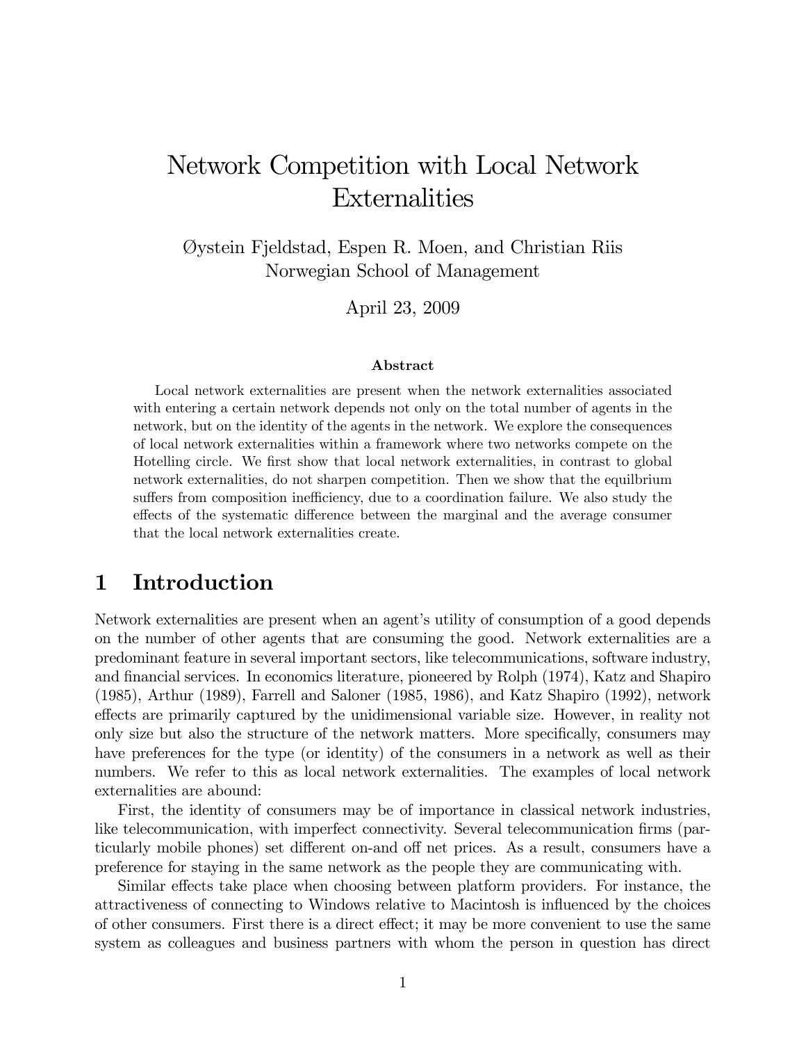# Network Competition with Local Network Externalities

Øystein Fjeldstad, Espen R. Moen, and Christian Riis
Norwegian School of Management

April 23, 2009

**Abstract**

Local network externalities are present when the network externalities associated with entering a certain network depends not only on the total number of agents in the network, but on the identity of the agents in the network. We explore the consequences of local network externalities within a framework where two networks compete on the Hotelling circle. We first show that local network externalities, in contrast to global network externalities, do not sharpen competition. Then we show that the equilibrium suffers from composition inefficiency, due to a coordination failure. We also study the effects of the systematic difference between the marginal and the average consumer that the local network externalities create.

## 1 Introduction

Network externalities are present when an agent's utility of consumption of a good depends on the number of other agents that are consuming the good. Network externalities are a predominant feature in several important sectors, like telecommunications, software industry, and financial services. In economics literature, pioneered by Rolph (1974), Katz and Shapiro (1985), Arthur (1989), Farrell and Saloner (1985, 1986), and Katz Shapiro (1992), network effects are primarily captured by the unidimensional variable size. However, in reality not only size but also the structure of the network matters. More specifically, consumers may have preferences for the type (or identity) of the consumers in a network as well as their numbers. We refer to this as local network externalities. The examples of local network externalities are abound:

First, the identity of consumers may be of importance in classical network industries, like telecommunication, with imperfect connectivity. Several telecommunication firms (particularly mobile phones) set different on-and off net prices. As a result, consumers have a preference for staying in the same network as the people they are communicating with.

Similar effects take place when choosing between platform providers. For instance, the attractiveness of connecting to Windows relative to Macintosh is influenced by the choices of other consumers. First there is a direct effect; it may be more convenient to use the same system as colleagues and business partners with whom the person in question has direct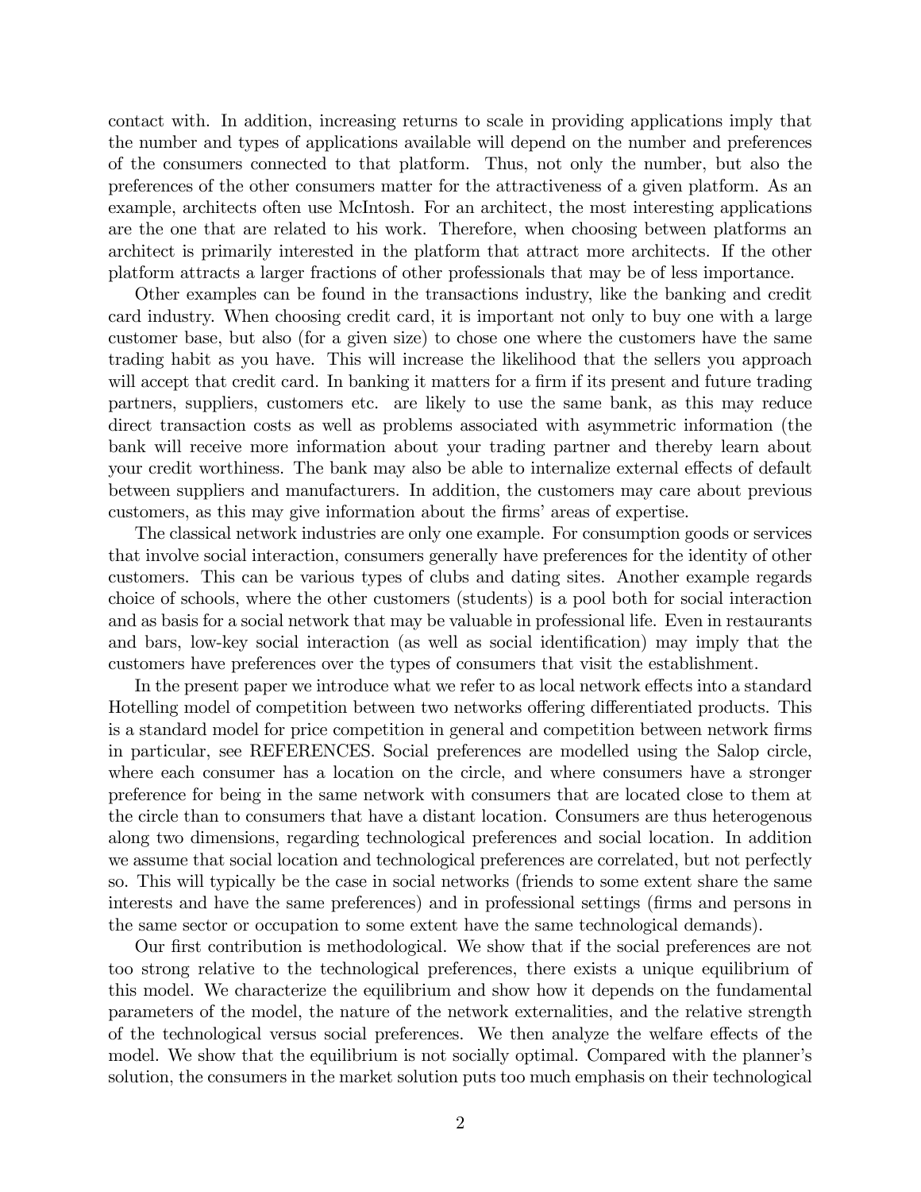contact with. In addition, increasing returns to scale in providing applications imply that the number and types of applications available will depend on the number and preferences of the consumers connected to that platform. Thus, not only the number, but also the preferences of the other consumers matter for the attractiveness of a given platform. As an example, architects often use McIntosh. For an architect, the most interesting applications are the one that are related to his work. Therefore, when choosing between platforms an architect is primarily interested in the platform that attract more architects. If the other platform attracts a larger fractions of other professionals that may be of less importance.

Other examples can be found in the transactions industry, like the banking and credit card industry. When choosing credit card, it is important not only to buy one with a large customer base, but also (for a given size) to chose one where the customers have the same trading habit as you have. This will increase the likelihood that the sellers you approach will accept that credit card. In banking it matters for a firm if its present and future trading partners, suppliers, customers etc. are likely to use the same bank, as this may reduce direct transaction costs as well as problems associated with asymmetric information (the bank will receive more information about your trading partner and thereby learn about your credit worthiness. The bank may also be able to internalize external effects of default between suppliers and manufacturers. In addition, the customers may care about previous customers, as this may give information about the firms' areas of expertise.

The classical network industries are only one example. For consumption goods or services that involve social interaction, consumers generally have preferences for the identity of other customers. This can be various types of clubs and dating sites. Another example regards choice of schools, where the other customers (students) is a pool both for social interaction and as basis for a social network that may be valuable in professional life. Even in restaurants and bars, low-key social interaction (as well as social identification) may imply that the customers have preferences over the types of consumers that visit the establishment.

In the present paper we introduce what we refer to as local network effects into a standard Hotelling model of competition between two networks offering differentiated products. This is a standard model for price competition in general and competition between network firms in particular, see REFERENCES. Social preferences are modelled using the Salop circle, where each consumer has a location on the circle, and where consumers have a stronger preference for being in the same network with consumers that are located close to them at the circle than to consumers that have a distant location. Consumers are thus heterogenous along two dimensions, regarding technological preferences and social location. In addition we assume that social location and technological preferences are correlated, but not perfectly so. This will typically be the case in social networks (friends to some extent share the same interests and have the same preferences) and in professional settings (firms and persons in the same sector or occupation to some extent have the same technological demands).

Our first contribution is methodological. We show that if the social preferences are not too strong relative to the technological preferences, there exists a unique equilibrium of this model. We characterize the equilibrium and show how it depends on the fundamental parameters of the model, the nature of the network externalities, and the relative strength of the technological versus social preferences. We then analyze the welfare effects of the model. We show that the equilibrium is not socially optimal. Compared with the planner's solution, the consumers in the market solution puts too much emphasis on their technological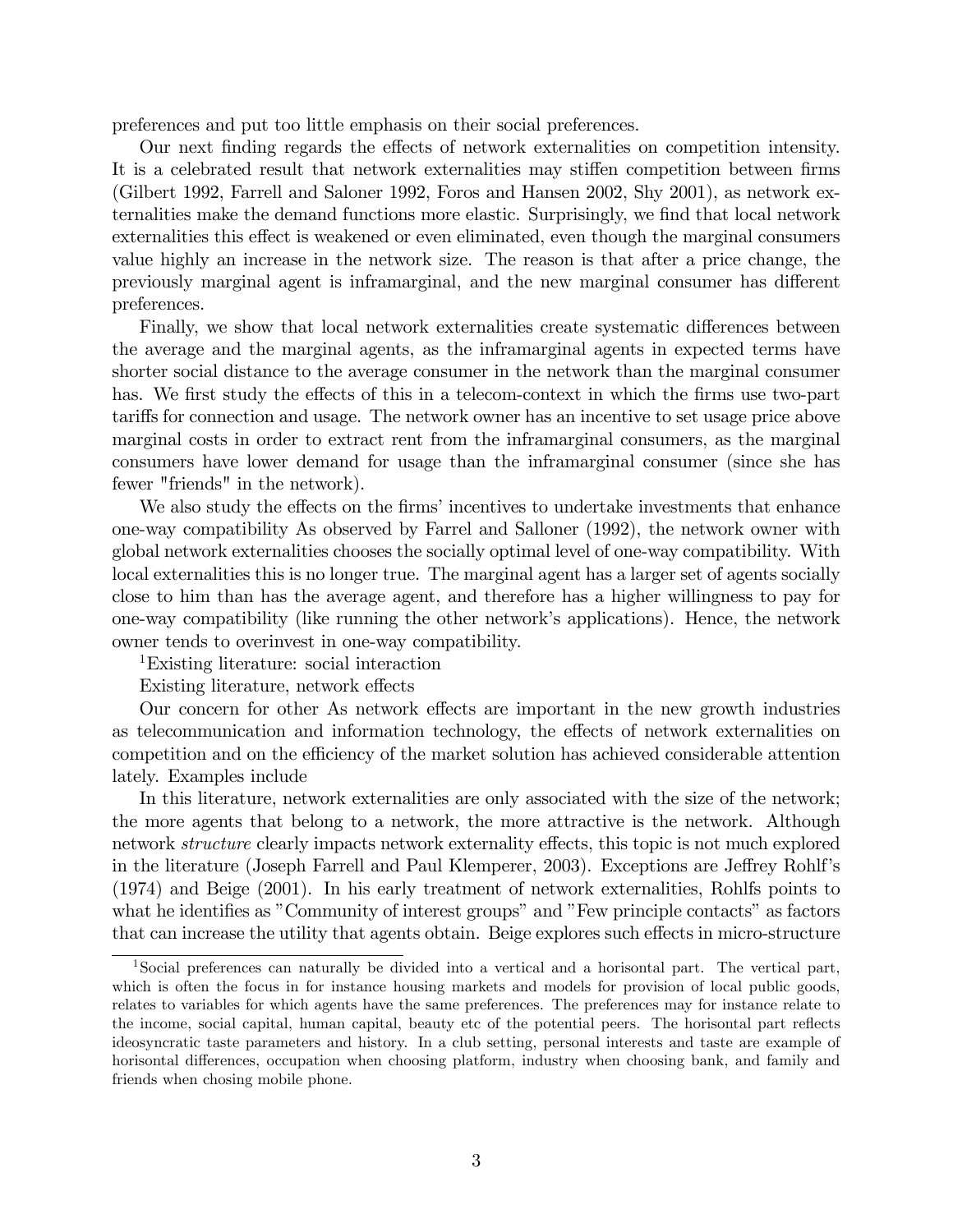preferences and put too little emphasis on their social preferences.

Our next finding regards the effects of network externalities on competition intensity. It is a celebrated result that network externalities may stiffen competition between firms (Gilbert 1992, Farrell and Saloner 1992, Foros and Hansen 2002, Shy 2001), as network externalities make the demand functions more elastic. Surprisingly, we find that local network externalities this effect is weakened or even eliminated, even though the marginal consumers value highly an increase in the network size. The reason is that after a price change, the previously marginal agent is inframarginal, and the new marginal consumer has different preferences.

Finally, we show that local network externalities create systematic differences between the average and the marginal agents, as the inframarginal agents in expected terms have shorter social distance to the average consumer in the network than the marginal consumer has. We first study the effects of this in a telecom-context in which the firms use two-part tariffs for connection and usage. The network owner has an incentive to set usage price above marginal costs in order to extract rent from the inframarginal consumers, as the marginal consumers have lower demand for usage than the inframarginal consumer (since she has fewer "friends" in the network).

We also study the effects on the firms' incentives to undertake investments that enhance one-way compatibility As observed by Farrel and Salloner (1992), the network owner with global network externalities chooses the socially optimal level of one-way compatibility. With local externalities this is no longer true. The marginal agent has a larger set of agents socially close to him than has the average agent, and therefore has a higher willingness to pay for one-way compatibility (like running the other network's applications). Hence, the network owner tends to overinvest in one-way compatibility.

[1]Existing literature: social interaction

Existing literature, network effects

Our concern for other As network effects are important in the new growth industries as telecommunication and information technology, the effects of network externalities on competition and on the efficiency of the market solution has achieved considerable attention lately. Examples include

In this literature, network externalities are only associated with the size of the network; the more agents that belong to a network, the more attractive is the network. Although network *structure* clearly impacts network externality effects, this topic is not much explored in the literature (Joseph Farrell and Paul Klemperer, 2003). Exceptions are Jeffrey Rohlf's (1974) and Beige (2001). In his early treatment of network externalities, Rohlfs points to what he identifies as "Community of interest groups" and "Few principle contacts" as factors that can increase the utility that agents obtain. Beige explores such effects in micro-structure

[1]Social preferences can naturally be divided into a vertical and a horisontal part. The vertical part, which is often the focus in for instance housing markets and models for provision of local public goods, relates to variables for which agents have the same preferences. The preferences may for instance relate to the income, social capital, human capital, beauty etc of the potential peers. The horisontal part reflects ideosyncratic taste parameters and history. In a club setting, personal interests and taste are example of horisontal differences, occupation when choosing platform, industry when choosing bank, and family and friends when chosing mobile phone.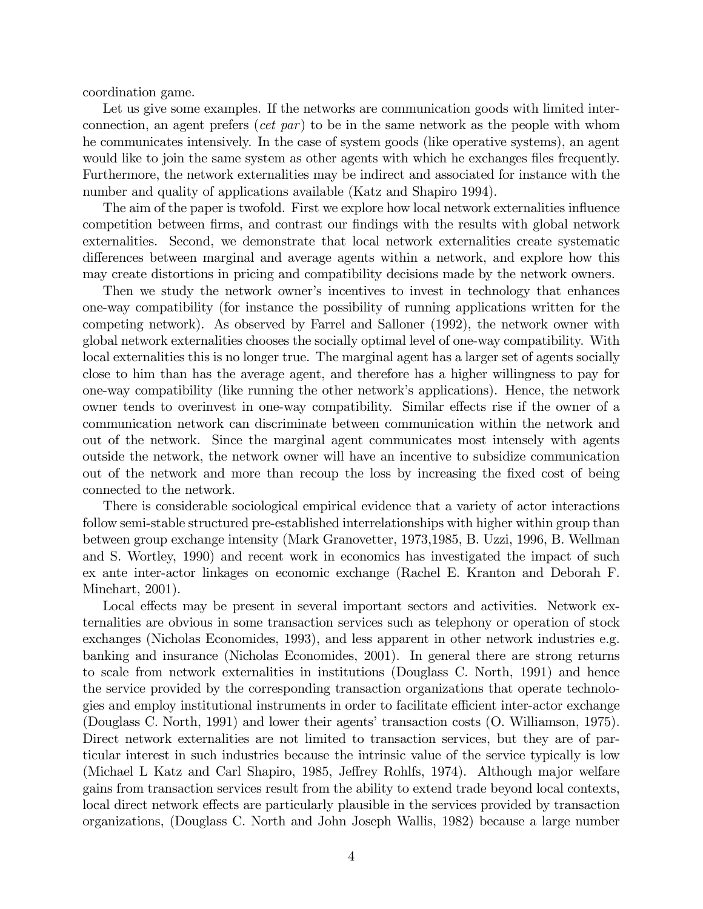coordination game.

Let us give some examples. If the networks are communication goods with limited interconnection, an agent prefers (*cet par*) to be in the same network as the people with whom he communicates intensively. In the case of system goods (like operative systems), an agent would like to join the same system as other agents with which he exchanges files frequently. Furthermore, the network externalities may be indirect and associated for instance with the number and quality of applications available (Katz and Shapiro 1994).

The aim of the paper is twofold. First we explore how local network externalities influence competition between firms, and contrast our findings with the results with global network externalities. Second, we demonstrate that local network externalities create systematic differences between marginal and average agents within a network, and explore how this may create distortions in pricing and compatibility decisions made by the network owners.

Then we study the network owner's incentives to invest in technology that enhances one-way compatibility (for instance the possibility of running applications written for the competing network). As observed by Farrel and Salloner (1992), the network owner with global network externalities chooses the socially optimal level of one-way compatibility. With local externalities this is no longer true. The marginal agent has a larger set of agents socially close to him than has the average agent, and therefore has a higher willingness to pay for one-way compatibility (like running the other network's applications). Hence, the network owner tends to overinvest in one-way compatibility. Similar effects rise if the owner of a communication network can discriminate between communication within the network and out of the network. Since the marginal agent communicates most intensely with agents outside the network, the network owner will have an incentive to subsidize communication out of the network and more than recoup the loss by increasing the fixed cost of being connected to the network.

There is considerable sociological empirical evidence that a variety of actor interactions follow semi-stable structured pre-established interrelationships with higher within group than between group exchange intensity (Mark Granovetter, 1973,1985, B. Uzzi, 1996, B. Wellman and S. Wortley, 1990) and recent work in economics has investigated the impact of such ex ante inter-actor linkages on economic exchange (Rachel E. Kranton and Deborah F. Minehart, 2001).

Local effects may be present in several important sectors and activities. Network externalities are obvious in some transaction services such as telephony or operation of stock exchanges (Nicholas Economides, 1993), and less apparent in other network industries e.g. banking and insurance (Nicholas Economides, 2001). In general there are strong returns to scale from network externalities in institutions (Douglass C. North, 1991) and hence the service provided by the corresponding transaction organizations that operate technologies and employ institutional instruments in order to facilitate efficient inter-actor exchange (Douglass C. North, 1991) and lower their agents' transaction costs (O. Williamson, 1975). Direct network externalities are not limited to transaction services, but they are of particular interest in such industries because the intrinsic value of the service typically is low (Michael L Katz and Carl Shapiro, 1985, Jeffrey Rohlfs, 1974). Although major welfare gains from transaction services result from the ability to extend trade beyond local contexts, local direct network effects are particularly plausible in the services provided by transaction organizations, (Douglass C. North and John Joseph Wallis, 1982) because a large number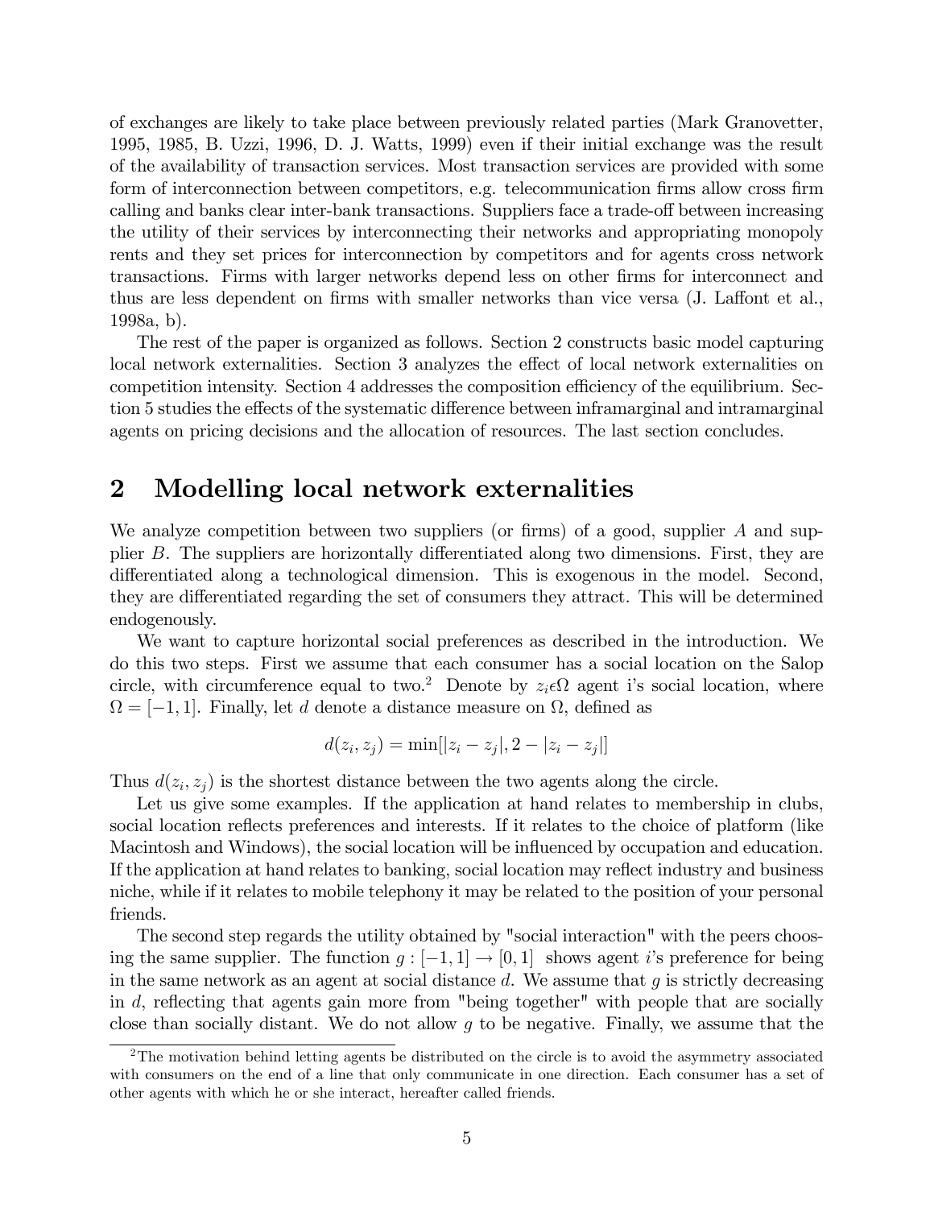of exchanges are likely to take place between previously related parties (Mark Granovetter, 1995, 1985, B. Uzzi, 1996, D. J. Watts, 1999) even if their initial exchange was the result of the availability of transaction services. Most transaction services are provided with some form of interconnection between competitors, e.g. telecommunication firms allow cross firm calling and banks clear inter-bank transactions. Suppliers face a trade-off between increasing the utility of their services by interconnecting their networks and appropriating monopoly rents and they set prices for interconnection by competitors and for agents cross network transactions. Firms with larger networks depend less on other firms for interconnect and thus are less dependent on firms with smaller networks than vice versa (J. Laffont et al., 1998a, b).

The rest of the paper is organized as follows. Section 2 constructs basic model capturing local network externalities. Section 3 analyzes the effect of local network externalities on competition intensity. Section 4 addresses the composition efficiency of the equilibrium. Section 5 studies the effects of the systematic difference between inframarginal and intramarginal agents on pricing decisions and the allocation of resources. The last section concludes.

## 2 Modelling local network externalities

We analyze competition between two suppliers (or firms) of a good, supplier $A$ and supplier $B$. The suppliers are horizontally differentiated along two dimensions. First, they are differentiated along a technological dimension. This is exogenous in the model. Second, they are differentiated regarding the set of consumers they attract. This will be determined endogenously.

We want to capture horizontal social preferences as described in the introduction. We do this two steps. First we assume that each consumer has a social location on the Salop circle, with circumference equal to two.[2] Denote by $z_i \epsilon \Omega$ agent i's social location, where $\Omega = [-1, 1]$. Finally, let $d$ denote a distance measure on $\Omega$, defined as

$$d(z_i, z_j) = \min[|z_i - z_j|, 2 - |z_i - z_j|]$$

Thus $d(z_i, z_j)$ is the shortest distance between the two agents along the circle.

Let us give some examples. If the application at hand relates to membership in clubs, social location reflects preferences and interests. If it relates to the choice of platform (like Macintosh and Windows), the social location will be influenced by occupation and education. If the application at hand relates to banking, social location may reflect industry and business niche, while if it relates to mobile telephony it may be related to the position of your personal friends.

The second step regards the utility obtained by "social interaction" with the peers choosing the same supplier. The function $g : [-1, 1] \to [0, 1]$ shows agent $i$'s preference for being in the same network as an agent at social distance $d$. We assume that $g$ is strictly decreasing in $d$, reflecting that agents gain more from "being together" with people that are socially close than socially distant. We do not allow $g$ to be negative. Finally, we assume that the

[2] The motivation behind letting agents be distributed on the circle is to avoid the asymmetry associated with consumers on the end of a line that only communicate in one direction. Each consumer has a set of other agents with which he or she interact, hereafter called friends.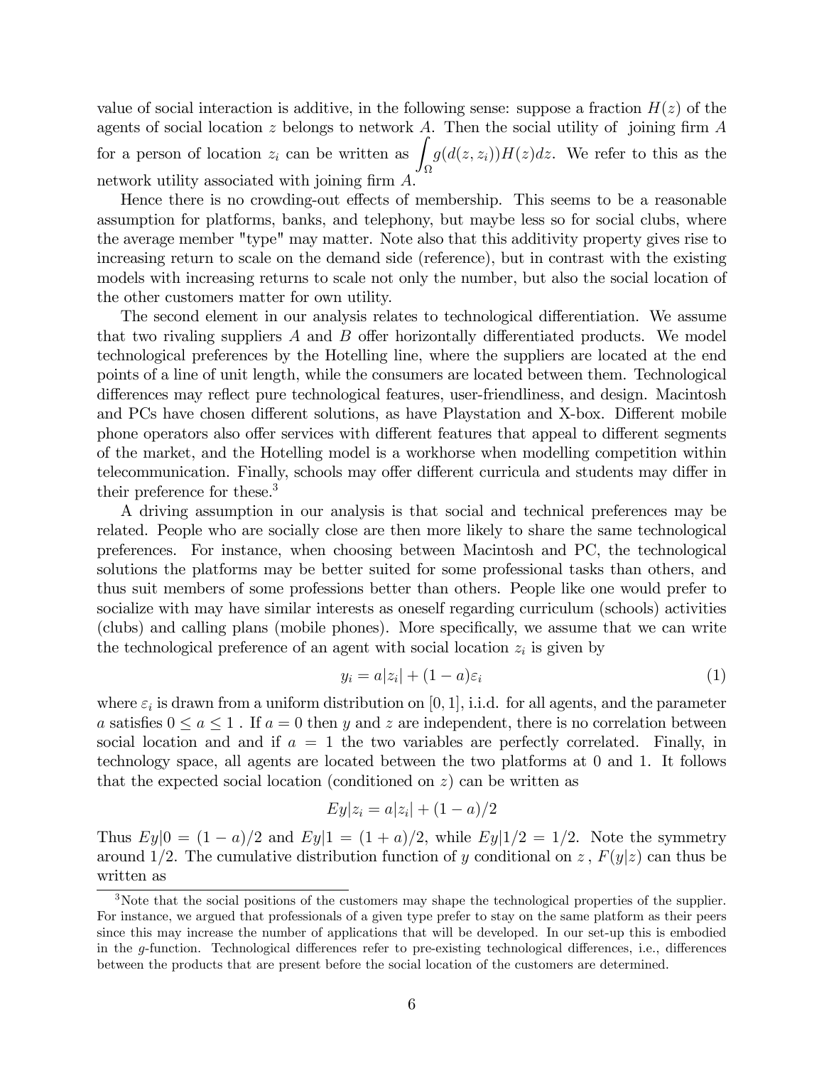value of social interaction is additive, in the following sense: suppose a fraction $H(z)$ of the agents of social location $z$ belongs to network $A$. Then the social utility of joining firm $A$ for a person of location $z_i$ can be written as $\int_\Omega g(d(z, z_i))H(z)dz$. We refer to this as the network utility associated with joining firm $A$.

Hence there is no crowding-out effects of membership. This seems to be a reasonable assumption for platforms, banks, and telephony, but maybe less so for social clubs, where the average member "type" may matter. Note also that this additivity property gives rise to increasing return to scale on the demand side (reference), but in contrast with the existing models with increasing returns to scale not only the number, but also the social location of the other customers matter for own utility.

The second element in our analysis relates to technological differentiation. We assume that two rivaling suppliers $A$ and $B$ offer horizontally differentiated products. We model technological preferences by the Hotelling line, where the suppliers are located at the end points of a line of unit length, while the consumers are located between them. Technological differences may reflect pure technological features, user-friendliness, and design. Macintosh and PCs have chosen different solutions, as have Playstation and X-box. Different mobile phone operators also offer services with different features that appeal to different segments of the market, and the Hotelling model is a workhorse when modelling competition within telecommunication. Finally, schools may offer different curricula and students may differ in their preference for these.[3]

A driving assumption in our analysis is that social and technical preferences may be related. People who are socially close are then more likely to share the same technological preferences. For instance, when choosing between Macintosh and PC, the technological solutions the platforms may be better suited for some professional tasks than others, and thus suit members of some professions better than others. People like one would prefer to socialize with may have similar interests as oneself regarding curriculum (schools) activities (clubs) and calling plans (mobile phones). More specifically, we assume that we can write the technological preference of an agent with social location $z_i$ is given by

$$y_i = a|z_i| + (1-a)\varepsilon_i \tag{1}$$

where $\varepsilon_i$ is drawn from a uniform distribution on $[0,1]$, i.i.d. for all agents, and the parameter $a$ satisfies $0 \leq a \leq 1$ . If $a = 0$ then $y$ and $z$ are independent, there is no correlation between social location and and if $a = 1$ the two variables are perfectly correlated. Finally, in technology space, all agents are located between the two platforms at 0 and 1. It follows that the expected social location (conditioned on $z$) can be written as

$$Ey|z_i = a|z_i| + (1-a)/2$$

Thus $Ey|0 = (1-a)/2$ and $Ey|1 = (1+a)/2$, while $Ey|1/2 = 1/2$. Note the symmetry around $1/2$. The cumulative distribution function of $y$ conditional on $z$ , $F(y|z)$ can thus be written as

[3] Note that the social positions of the customers may shape the technological properties of the supplier. For instance, we argued that professionals of a given type prefer to stay on the same platform as their peers since this may increase the number of applications that will be developed. In our set-up this is embodied in the $g$-function. Technological differences refer to pre-existing technological differences, i.e., differences between the products that are present before the social location of the customers are determined.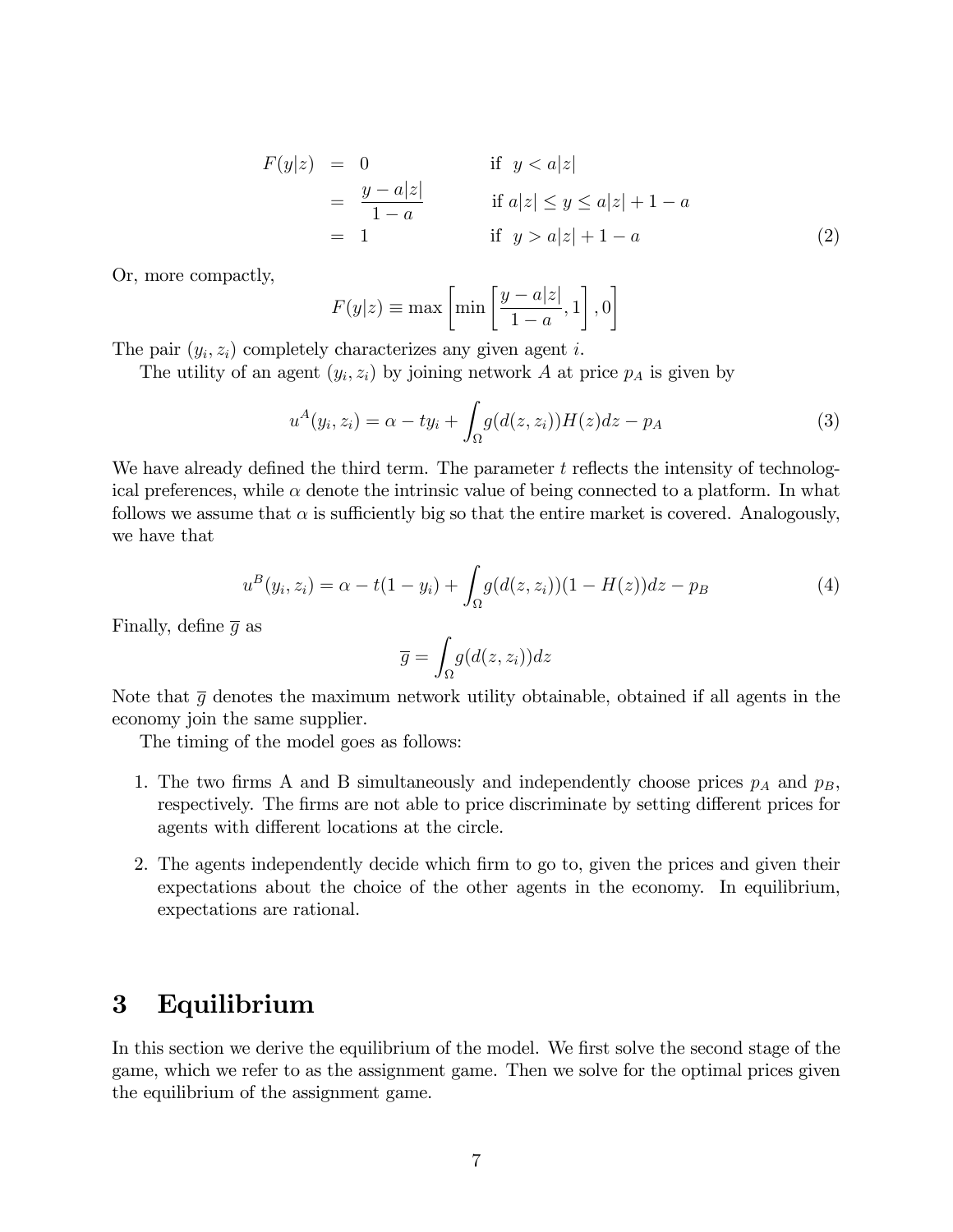$$
\begin{aligned}
F(y|z) &= 0 && \text{if } \ y < a|z| \\
&= \frac{y - a|z|}{1-a} && \text{if } a|z| \leq y \leq a|z| + 1 - a \\
&= 1 && \text{if } \ y > a|z| + 1 - a
\end{aligned}
\tag{2}
$$

Or, more compactly,

$$
F(y|z) \equiv \max\left[\min\left[\frac{y - a|z|}{1-a}, 1\right], 0\right]
$$

The pair $(y_i, z_i)$ completely characterizes any given agent $i$.

The utility of an agent $(y_i, z_i)$ by joining network $A$ at price $p_A$ is given by

$$
u^A(y_i, z_i) = \alpha - t y_i + \int_\Omega g(d(z, z_i)) H(z) dz - p_A \tag{3}
$$

We have already defined the third term. The parameter $t$ reflects the intensity of technological preferences, while $\alpha$ denote the intrinsic value of being connected to a platform. In what follows we assume that $\alpha$ is sufficiently big so that the entire market is covered. Analogously, we have that

$$
u^B(y_i, z_i) = \alpha - t(1 - y_i) + \int_\Omega g(d(z, z_i))(1 - H(z)) dz - p_B \tag{4}
$$

Finally, define $\overline{g}$ as

$$
\overline{g} = \int_\Omega g(d(z, z_i)) dz
$$

Note that $\overline{g}$ denotes the maximum network utility obtainable, obtained if all agents in the economy join the same supplier.

The timing of the model goes as follows:

1. The two firms A and B simultaneously and independently choose prices $p_A$ and $p_B$, respectively. The firms are not able to price discriminate by setting different prices for agents with different locations at the circle.

2. The agents independently decide which firm to go to, given the prices and given their expectations about the choice of the other agents in the economy. In equilibrium, expectations are rational.

# 3 Equilibrium

In this section we derive the equilibrium of the model. We first solve the second stage of the game, which we refer to as the assignment game. Then we solve for the optimal prices given the equilibrium of the assignment game.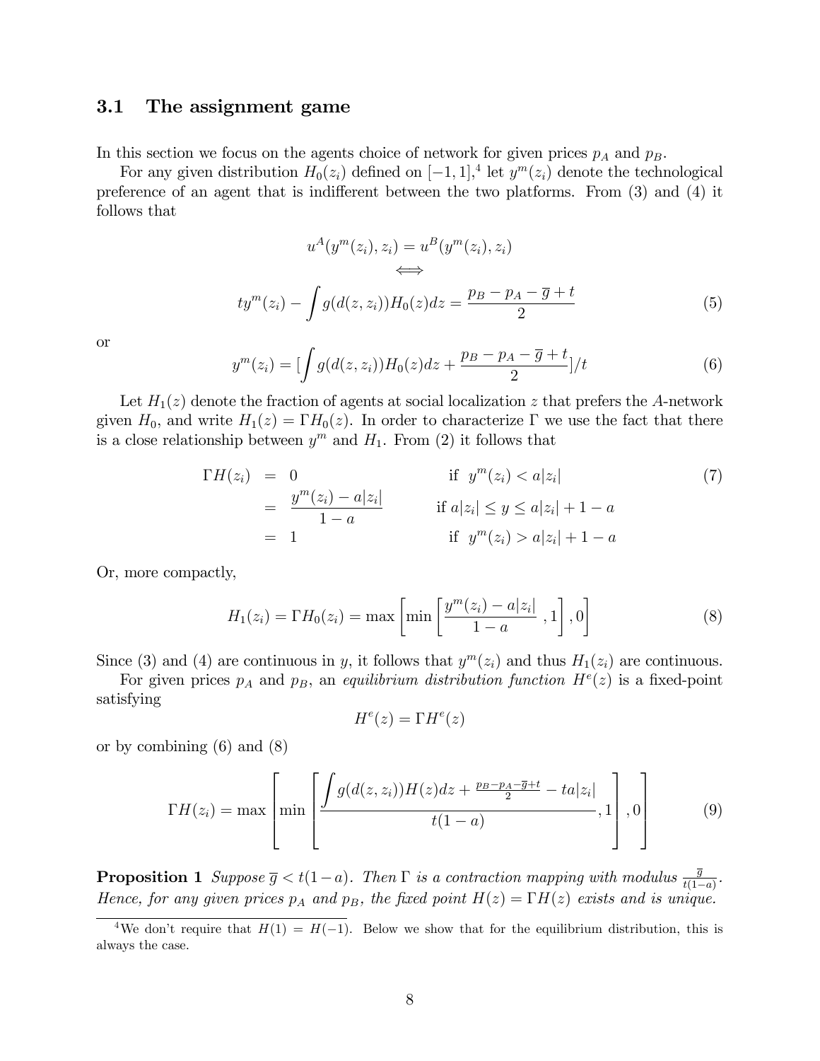### 3.1 The assignment game

In this section we focus on the agents choice of network for given prices $p_A$ and $p_B$.

For any given distribution $H_0(z_i)$ defined on $[-1,1]$,[4] let $y^m(z_i)$ denote the technological preference of an agent that is indifferent between the two platforms. From (3) and (4) it follows that

$$u^A(y^m(z_i), z_i) = u^B(y^m(z_i), z_i)$$
$$\Longleftrightarrow$$
$$ty^m(z_i) - \int g(d(z, z_i))H_0(z)dz = \frac{p_B - p_A - \overline{g} + t}{2} \tag{5}$$

or

$$y^m(z_i) = [\int g(d(z, z_i))H_0(z)dz + \frac{p_B - p_A - \overline{g} + t}{2}]/t \tag{6}$$

Let $H_1(z)$ denote the fraction of agents at social localization $z$ that prefers the $A$-network given $H_0$, and write $H_1(z) = \Gamma H_0(z)$. In order to characterize $\Gamma$ we use the fact that there is a close relationship between $y^m$ and $H_1$. From (2) it follows that

$$\begin{aligned} \Gamma H(z_i) &= 0 && \text{if } \ y^m(z_i) < a|z_i| \\ &= \frac{y^m(z_i) - a|z_i|}{1-a} && \text{if } a|z_i| \leq y \leq a|z_i| + 1 - a \\ &= 1 && \text{if } \ y^m(z_i) > a|z_i| + 1 - a \end{aligned} \tag{7}$$

Or, more compactly,

$$H_1(z_i) = \Gamma H_0(z_i) = \max\left[\min\left[\frac{y^m(z_i) - a|z_i|}{1-a}\ ,1\right], 0\right] \tag{8}$$

Since (3) and (4) are continuous in $y$, it follows that $y^m(z_i)$ and thus $H_1(z_i)$ are continuous.

For given prices $p_A$ and $p_B$, an *equilibrium distribution function* $H^e(z)$ is a fixed-point satisfying

$$H^e(z) = \Gamma H^e(z)$$

or by combining (6) and (8)

$$\Gamma H(z_i) = \max\left[\min\left[\frac{\displaystyle\int g(d(z, z_i))H(z)dz + \frac{p_B - p_A - \overline{g} + t}{2} - ta|z_i|}{t(1-a)}, 1\right], 0\right] \tag{9}$$

**Proposition 1** *Suppose $\overline{g} < t(1-a)$. Then $\Gamma$ is a contraction mapping with modulus $\frac{\overline{g}}{t(1-a)}$. Hence, for any given prices $p_A$ and $p_B$, the fixed point $H(z) = \Gamma H(z)$ exists and is unique.*

---

[4] We don't require that $H(1) = H(-1)$. Below we show that for the equilibrium distribution, this is always the case.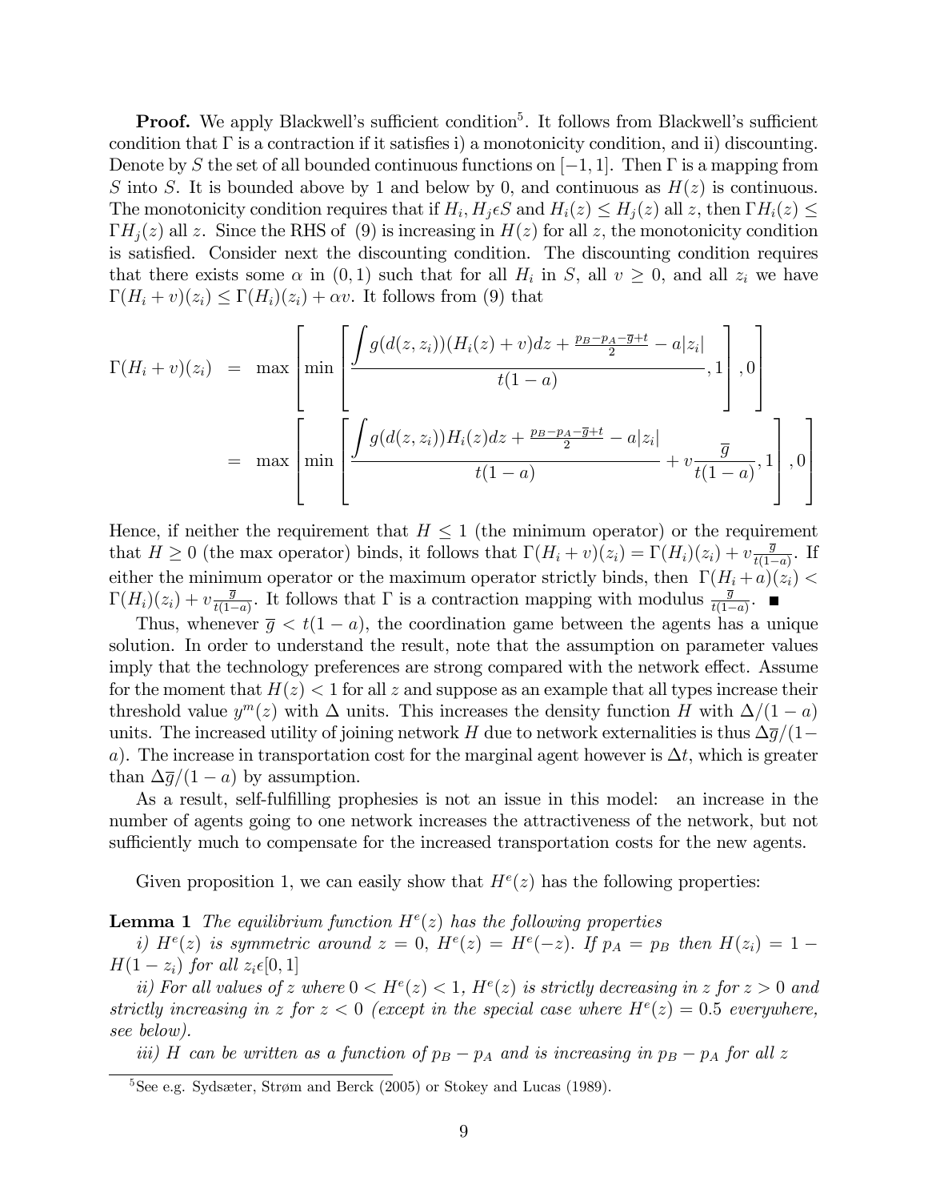**Proof.** We apply Blackwell's sufficient condition[5]. It follows from Blackwell's sufficient condition that $\Gamma$ is a contraction if it satisfies i) a monotonicity condition, and ii) discounting. Denote by $S$ the set of all bounded continuous functions on $[-1, 1]$. Then $\Gamma$ is a mapping from $S$ into $S$. It is bounded above by 1 and below by 0, and continuous as $H(z)$ is continuous. The monotonicity condition requires that if $H_i, H_j \epsilon S$ and $H_i(z) \leq H_j(z)$ all $z$, then $\Gamma H_i(z) \leq \Gamma H_j(z)$ all $z$. Since the RHS of (9) is increasing in $H(z)$ for all $z$, the monotonicity condition is satisfied. Consider next the discounting condition. The discounting condition requires that there exists some $\alpha$ in $(0, 1)$ such that for all $H_i$ in $S$, all $v \geq 0$, and all $z_i$ we have $\Gamma(H_i + v)(z_i) \leq \Gamma(H_i)(z_i) + \alpha v$. It follows from (9) that

$$
\begin{aligned}
\Gamma(H_i + v)(z_i) &= \max\left[\min\left[\frac{\displaystyle\int g(d(z, z_i))(H_i(z) + v)dz + \frac{p_B - p_A - \overline{g} + t}{2} - a|z_i|}{t(1-a)}, 1\right], 0\right] \\
&= \max\left[\min\left[\frac{\displaystyle\int g(d(z, z_i))H_i(z)dz + \frac{p_B - p_A - \overline{g} + t}{2} - a|z_i|}{t(1-a)} + v\frac{\overline{g}}{t(1-a)}, 1\right], 0\right]
\end{aligned}
$$

Hence, if neither the requirement that $H \leq 1$ (the minimum operator) or the requirement that $H \geq 0$ (the max operator) binds, it follows that $\Gamma(H_i + v)(z_i) = \Gamma(H_i)(z_i) + v\frac{\overline{g}}{t(1-a)}$. If either the minimum operator or the maximum operator strictly binds, then $\Gamma(H_i + a)(z_i) < \Gamma(H_i)(z_i) + v\frac{\overline{g}}{t(1-a)}$. It follows that $\Gamma$ is a contraction mapping with modulus $\frac{\overline{g}}{t(1-a)}$. ■

Thus, whenever $\overline{g} < t(1-a)$, the coordination game between the agents has a unique solution. In order to understand the result, note that the assumption on parameter values imply that the technology preferences are strong compared with the network effect. Assume for the moment that $H(z) < 1$ for all $z$ and suppose as an example that all types increase their threshold value $y^m(z)$ with $\Delta$ units. This increases the density function $H$ with $\Delta/(1-a)$ units. The increased utility of joining network $H$ due to network externalities is thus $\Delta\overline{g}/(1-a)$. The increase in transportation cost for the marginal agent however is $\Delta t$, which is greater than $\Delta\overline{g}/(1-a)$ by assumption.

As a result, self-fulfilling prophesies is not an issue in this model: an increase in the number of agents going to one network increases the attractiveness of the network, but not sufficiently much to compensate for the increased transportation costs for the new agents.

Given proposition 1, we can easily show that $H^e(z)$ has the following properties:

**Lemma 1** *The equilibrium function $H^e(z)$ has the following properties*

*i) $H^e(z)$ is symmetric around $z = 0$, $H^e(z) = H^e(-z)$. If $p_A = p_B$ then $H(z_i) = 1 - H(1 - z_i)$ for all $z_i \epsilon [0, 1]$*

*ii) For all values of $z$ where $0 < H^e(z) < 1$, $H^e(z)$ is strictly decreasing in $z$ for $z > 0$ and strictly increasing in $z$ for $z < 0$ (except in the special case where $H^e(z) = 0.5$ everywhere, see below).*

*iii) $H$ can be written as a function of $p_B - p_A$ and is increasing in $p_B - p_A$ for all $z$*

[5] See e.g. Sydsæter, Strøm and Berck (2005) or Stokey and Lucas (1989).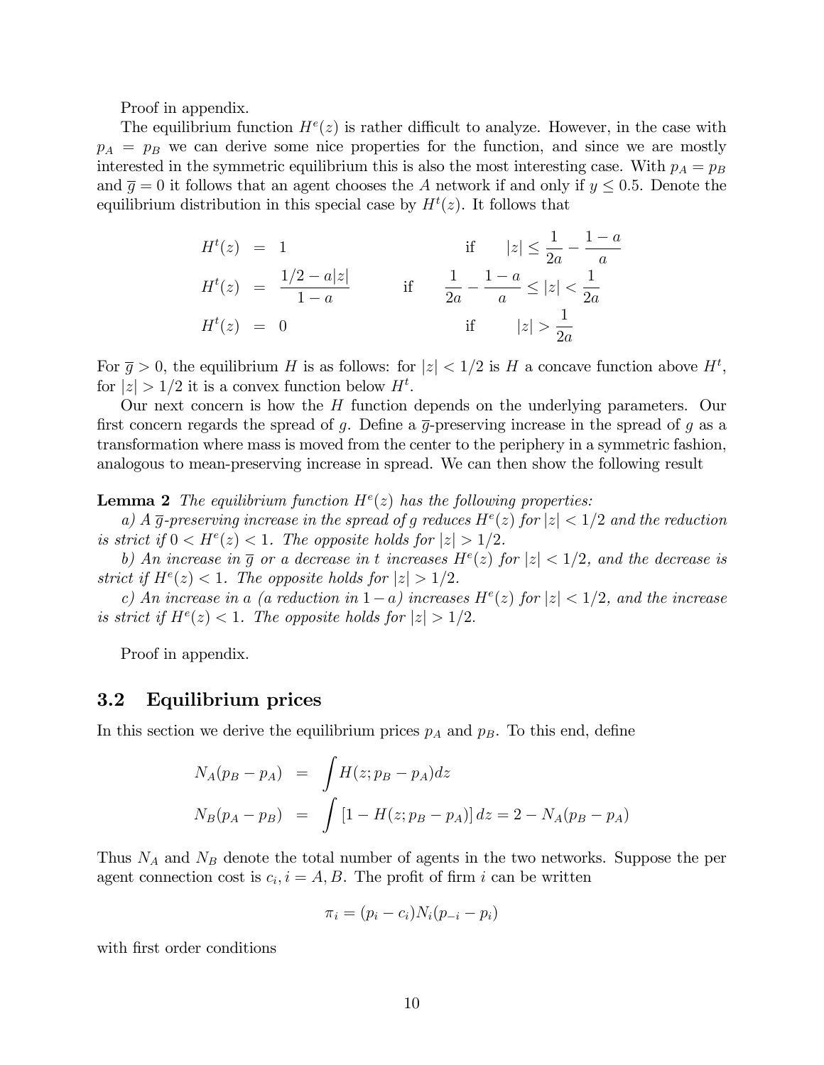Proof in appendix.

The equilibrium function $H^e(z)$ is rather difficult to analyze. However, in the case with $p_A = p_B$ we can derive some nice properties for the function, and since we are mostly interested in the symmetric equilibrium this is also the most interesting case. With $p_A = p_B$ and $\overline{g} = 0$ it follows that an agent chooses the $A$ network if and only if $y \leq 0.5$. Denote the equilibrium distribution in this special case by $H^t(z)$. It follows that

$$
\begin{aligned}
H^t(z) &= 1 && \text{if} \quad |z| \leq \frac{1}{2a} - \frac{1-a}{a} \\
H^t(z) &= \frac{1/2 - a|z|}{1-a} && \text{if} \quad \frac{1}{2a} - \frac{1-a}{a} \leq |z| < \frac{1}{2a} \\
H^t(z) &= 0 && \text{if} \quad |z| > \frac{1}{2a}
\end{aligned}
$$

For $\overline{g} > 0$, the equilibrium $H$ is as follows: for $|z| < 1/2$ is $H$ a concave function above $H^t$, for $|z| > 1/2$ it is a convex function below $H^t$.

Our next concern is how the $H$ function depends on the underlying parameters. Our first concern regards the spread of $g$. Define a $\overline{g}$-preserving increase in the spread of $g$ as a transformation where mass is moved from the center to the periphery in a symmetric fashion, analogous to mean-preserving increase in spread. We can then show the following result

**Lemma 2** *The equilibrium function $H^e(z)$ has the following properties:*

*a) A $\overline{g}$-preserving increase in the spread of $g$ reduces $H^e(z)$ for $|z| < 1/2$ and the reduction is strict if $0 < H^e(z) < 1$. The opposite holds for $|z| > 1/2$.*

*b) An increase in $\overline{g}$ or a decrease in $t$ increases $H^e(z)$ for $|z| < 1/2$, and the decrease is strict if $H^e(z) < 1$. The opposite holds for $|z| > 1/2$.*

*c) An increase in $a$ (a reduction in $1-a$) increases $H^e(z)$ for $|z| < 1/2$, and the increase is strict if $H^e(z) < 1$. The opposite holds for $|z| > 1/2$.*

Proof in appendix.

## 3.2 Equilibrium prices

In this section we derive the equilibrium prices $p_A$ and $p_B$. To this end, define

$$
\begin{aligned}
N_A(p_B - p_A) &= \int H(z; p_B - p_A) dz \\
N_B(p_A - p_B) &= \int \left[1 - H(z; p_B - p_A)\right] dz = 2 - N_A(p_B - p_A)
\end{aligned}
$$

Thus $N_A$ and $N_B$ denote the total number of agents in the two networks. Suppose the per agent connection cost is $c_i, i = A, B$. The profit of firm $i$ can be written

$$
\pi_i = (p_i - c_i) N_i(p_{-i} - p_i)
$$

with first order conditions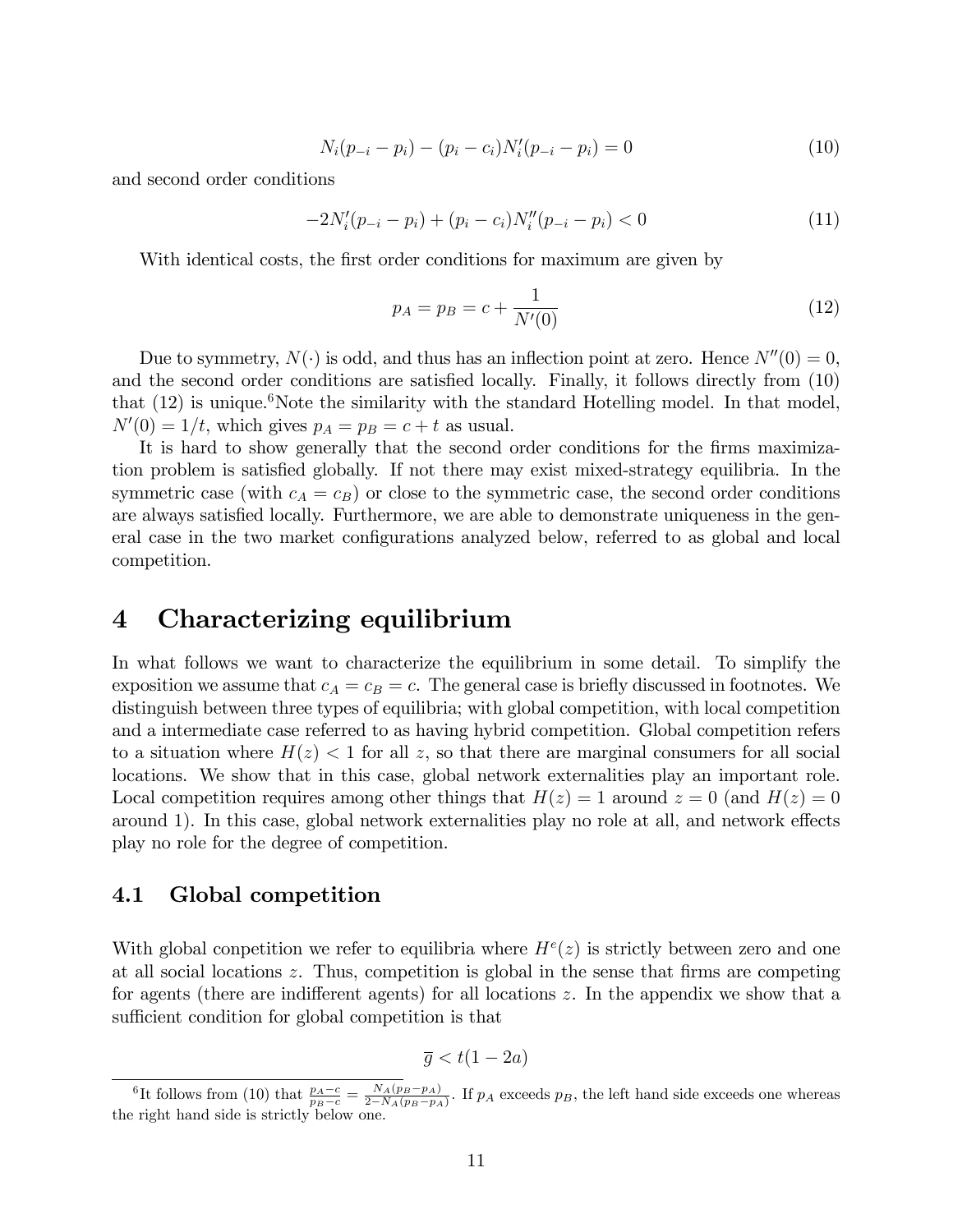$$N_i(p_{-i} - p_i) - (p_i - c_i)N_i'(p_{-i} - p_i) = 0 \tag{10}$$

and second order conditions

$$-2N_i'(p_{-i} - p_i) + (p_i - c_i)N_i''(p_{-i} - p_i) < 0 \tag{11}$$

With identical costs, the first order conditions for maximum are given by

$$p_A = p_B = c + \frac{1}{N'(0)} \tag{12}$$

Due to symmetry, $N(\cdot)$ is odd, and thus has an inflection point at zero. Hence $N''(0) = 0$, and the second order conditions are satisfied locally. Finally, it follows directly from (10) that (12) is unique.[6] Note the similarity with the standard Hotelling model. In that model, $N'(0) = 1/t$, which gives $p_A = p_B = c + t$ as usual.

It is hard to show generally that the second order conditions for the firms maximization problem is satisfied globally. If not there may exist mixed-strategy equilibria. In the symmetric case (with $c_A = c_B$) or close to the symmetric case, the second order conditions are always satisfied locally. Furthermore, we are able to demonstrate uniqueness in the general case in the two market configurations analyzed below, referred to as global and local competition.

# 4 Characterizing equilibrium

In what follows we want to characterize the equilibrium in some detail. To simplify the exposition we assume that $c_A = c_B = c$. The general case is briefly discussed in footnotes. We distinguish between three types of equilibria; with global competition, with local competition and a intermediate case referred to as having hybrid competition. Global competition refers to a situation where $H(z) < 1$ for all $z$, so that there are marginal consumers for all social locations. We show that in this case, global network externalities play an important role. Local competition requires among other things that $H(z) = 1$ around $z = 0$ (and $H(z) = 0$ around 1). In this case, global network externalities play no role at all, and network effects play no role for the degree of competition.

## 4.1 Global competition

With global conpetition we refer to equilibria where $H^e(z)$ is strictly between zero and one at all social locations $z$. Thus, competition is global in the sense that firms are competing for agents (there are indifferent agents) for all locations $z$. In the appendix we show that a sufficient condition for global competition is that

$$\overline{g} < t(1 - 2a)$$

[6] It follows from (10) that $\frac{p_A - c}{p_B - c} = \frac{N_A(p_B - p_A)}{2 - N_A(p_B - p_A)}$. If $p_A$ exceeds $p_B$, the left hand side exceeds one whereas the right hand side is strictly below one.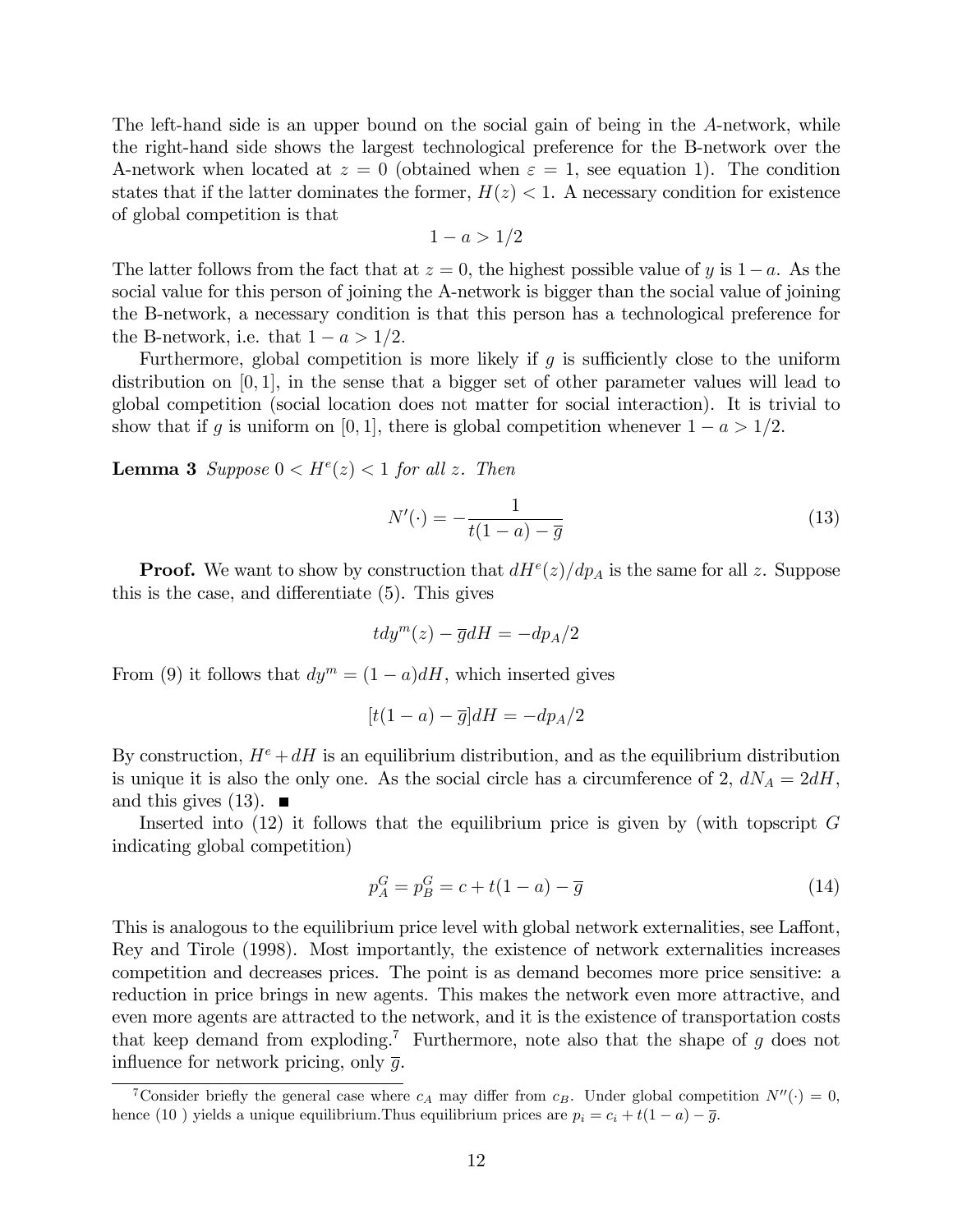The left-hand side is an upper bound on the social gain of being in the $A$-network, while the right-hand side shows the largest technological preference for the B-network over the A-network when located at $z = 0$ (obtained when $\varepsilon = 1$, see equation 1). The condition states that if the latter dominates the former, $H(z) < 1$. A necessary condition for existence of global competition is that

$$1 - a > 1/2$$

The latter follows from the fact that at $z = 0$, the highest possible value of $y$ is $1 - a$. As the social value for this person of joining the A-network is bigger than the social value of joining the B-network, a necessary condition is that this person has a technological preference for the B-network, i.e. that $1 - a > 1/2$.

Furthermore, global competition is more likely if $g$ is sufficiently close to the uniform distribution on $[0, 1]$, in the sense that a bigger set of other parameter values will lead to global competition (social location does not matter for social interaction). It is trivial to show that if $g$ is uniform on $[0, 1]$, there is global competition whenever $1 - a > 1/2$.

**Lemma 3** *Suppose* $0 < H^e(z) < 1$ *for all* $z$. *Then*

$$N'(\cdot) = -\frac{1}{t(1-a) - \overline{g}} \tag{13}$$

**Proof.** We want to show by construction that $dH^e(z)/dp_A$ is the same for all $z$. Suppose this is the case, and differentiate (5). This gives

$$tdy^m(z) - \overline{g}dH = -dp_A/2$$

From (9) it follows that $dy^m = (1-a)dH$, which inserted gives

$$[t(1-a) - \overline{g}]dH = -dp_A/2$$

By construction, $H^e + dH$ is an equilibrium distribution, and as the equilibrium distribution is unique it is also the only one. As the social circle has a circumference of 2, $dN_A = 2dH$, and this gives (13). ■

Inserted into (12) it follows that the equilibrium price is given by (with topscript $G$ indicating global competition)

$$p_A^G = p_B^G = c + t(1-a) - \overline{g} \tag{14}$$

This is analogous to the equilibrium price level with global network externalities, see Laffont, Rey and Tirole (1998). Most importantly, the existence of network externalities increases competition and decreases prices. The point is as demand becomes more price sensitive: a reduction in price brings in new agents. This makes the network even more attractive, and even more agents are attracted to the network, and it is the existence of transportation costs that keep demand from exploding.[7] Furthermore, note also that the shape of $g$ does not influence for network pricing, only $\overline{g}$.

[7] Consider briefly the general case where $c_A$ may differ from $c_B$. Under global competition $N''(\cdot) = 0$, hence (10 ) yields a unique equilibrium.Thus equilibrium prices are $p_i = c_i + t(1-a) - \overline{g}$.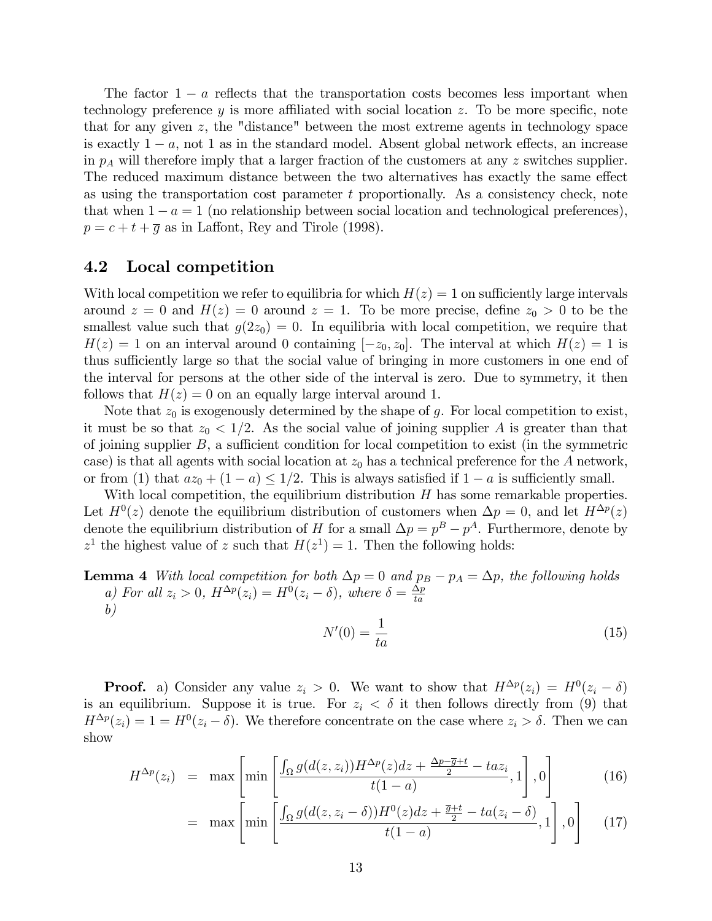The factor $1-a$ reflects that the transportation costs becomes less important when technology preference $y$ is more affiliated with social location $z$. To be more specific, note that for any given $z$, the "distance" between the most extreme agents in technology space is exactly $1-a$, not 1 as in the standard model. Absent global network effects, an increase in $p_A$ will therefore imply that a larger fraction of the customers at any $z$ switches supplier. The reduced maximum distance between the two alternatives has exactly the same effect as using the transportation cost parameter $t$ proportionally. As a consistency check, note that when $1-a=1$ (no relationship between social location and technological preferences), $p = c + t + \overline{g}$ as in Laffont, Rey and Tirole (1998).

## 4.2 Local competition

With local competition we refer to equilibria for which $H(z)=1$ on sufficiently large intervals around $z=0$ and $H(z)=0$ around $z=1$. To be more precise, define $z_0 > 0$ to be the smallest value such that $g(2z_0)=0$. In equilibria with local competition, we require that $H(z)=1$ on an interval around 0 containing $[-z_0, z_0]$. The interval at which $H(z)=1$ is thus sufficiently large so that the social value of bringing in more customers in one end of the interval for persons at the other side of the interval is zero. Due to symmetry, it then follows that $H(z)=0$ on an equally large interval around 1.

Note that $z_0$ is exogenously determined by the shape of $g$. For local competition to exist, it must be so that $z_0 < 1/2$. As the social value of joining supplier $A$ is greater than that of joining supplier $B$, a sufficient condition for local competition to exist (in the symmetric case) is that all agents with social location at $z_0$ has a technical preference for the $A$ network, or from (1) that $az_0 + (1-a) \leq 1/2$. This is always satisfied if $1-a$ is sufficiently small.

With local competition, the equilibrium distribution $H$ has some remarkable properties. Let $H^0(z)$ denote the equilibrium distribution of customers when $\Delta p = 0$, and let $H^{\Delta p}(z)$ denote the equilibrium distribution of $H$ for a small $\Delta p = p^B - p^A$. Furthermore, denote by $z^1$ the highest value of $z$ such that $H(z^1)=1$. Then the following holds:

**Lemma 4** *With local competition for both $\Delta p = 0$ and $p_B - p_A = \Delta p$, the following holds*
*a) For all $z_i > 0$, $H^{\Delta p}(z_i) = H^0(z_i - \delta)$, where $\delta = \frac{\Delta p}{ta}$*
*b)*

$$N'(0) = \frac{1}{ta} \tag{15}$$

**Proof.** a) Consider any value $z_i > 0$. We want to show that $H^{\Delta p}(z_i) = H^0(z_i - \delta)$ is an equilibrium. Suppose it is true. For $z_i < \delta$ it then follows directly from (9) that $H^{\Delta p}(z_i) = 1 = H^0(z_i - \delta)$. We therefore concentrate on the case where $z_i > \delta$. Then we can show

$$H^{\Delta p}(z_i) = \max\left[\min\left[\frac{\int_\Omega g(d(z,z_i))H^{\Delta p}(z)dz + \frac{\Delta p - \overline{g} + t}{2} - taz_i}{t(1-a)}, 1\right], 0\right] \tag{16}$$

$$= \max\left[\min\left[\frac{\int_\Omega g(d(z,z_i-\delta))H^{0}(z)dz + \frac{\overline{g} + t}{2} - ta(z_i - \delta)}{t(1-a)}, 1\right], 0\right] \tag{17}$$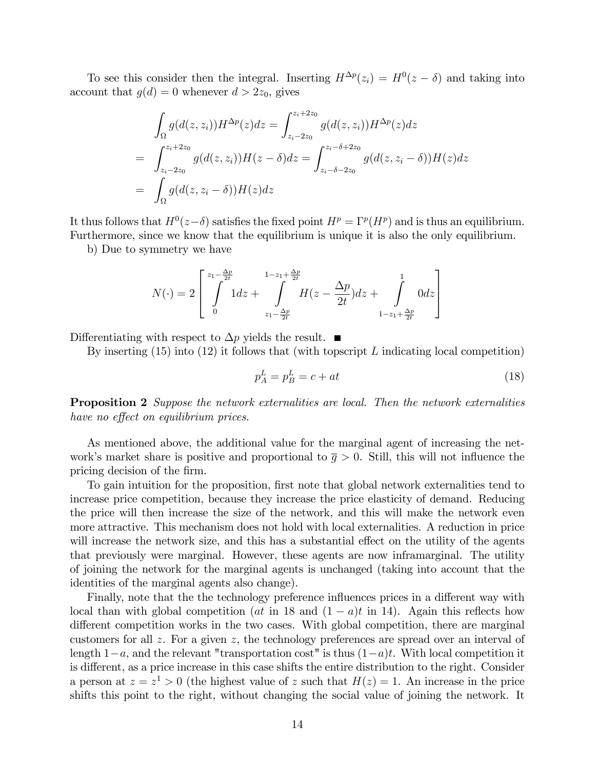To see this consider then the integral. Inserting $H^{\Delta p}(z_i) = H^0(z - \delta)$ and taking into account that $g(d) = 0$ whenever $d > 2z_0$, gives

$$
\begin{aligned}
& \int_{\Omega} g(d(z, z_i)) H^{\Delta p}(z) dz = \int_{z_i - 2z_0}^{z_i + 2z_0} g(d(z, z_i)) H^{\Delta p}(z) dz \\
= & \int_{z_i - 2z_0}^{z_i + 2z_0} g(d(z, z_i)) H(z - \delta) dz = \int_{z_i - \delta - 2z_0}^{z_i - \delta + 2z_0} g(d(z, z_i - \delta)) H(z) dz \\
= & \int_{\Omega} g(d(z, z_i - \delta)) H(z) dz
\end{aligned}
$$

It thus follows that $H^0(z - \delta)$ satisfies the fixed point $H^p = \Gamma^p(H^p)$ and is thus an equilibrium. Furthermore, since we know that the equilibrium is unique it is also the only equilibrium.

b) Due to symmetry we have

$$
N(\cdot) = 2 \left[ \int_0^{z_1 - \frac{\Delta p}{2t}} 1 dz + \int_{z_1 - \frac{\Delta p}{2t}}^{1 - z_1 + \frac{\Delta p}{2t}} H(z - \frac{\Delta p}{2t}) dz + \int_{1 - z_1 + \frac{\Delta p}{2t}}^{1} 0 dz \right]
$$

Differentiating with respect to $\Delta p$ yields the result. ■

By inserting (15) into (12) it follows that (with topscript $L$ indicating local competition)

$$
p_A^L = p_B^L = c + at \tag{18}
$$

**Proposition 2** *Suppose the network externalities are local. Then the network externalities have no effect on equilibrium prices.*

As mentioned above, the additional value for the marginal agent of increasing the network's market share is positive and proportional to $\overline{g} > 0$. Still, this will not influence the pricing decision of the firm.

To gain intuition for the proposition, first note that global network externalities tend to increase price competition, because they increase the price elasticity of demand. Reducing the price will then increase the size of the network, and this will make the network even more attractive. This mechanism does not hold with local externalities. A reduction in price will increase the network size, and this has a substantial effect on the utility of the agents that previously were marginal. However, these agents are now inframarginal. The utility of joining the network for the marginal agents is unchanged (taking into account that the identities of the marginal agents also change).

Finally, note that the the technology preference influences prices in a different way with local than with global competition ($at$ in 18 and $(1-a)t$ in 14). Again this reflects how different competition works in the two cases. With global competition, there are marginal customers for all $z$. For a given $z$, the technology preferences are spread over an interval of length $1-a$, and the relevant "transportation cost" is thus $(1-a)t$. With local competition it is different, as a price increase in this case shifts the entire distribution to the right. Consider a person at $z = z^1 > 0$ (the highest value of $z$ such that $H(z) = 1$. An increase in the price shifts this point to the right, without changing the social value of joining the network. It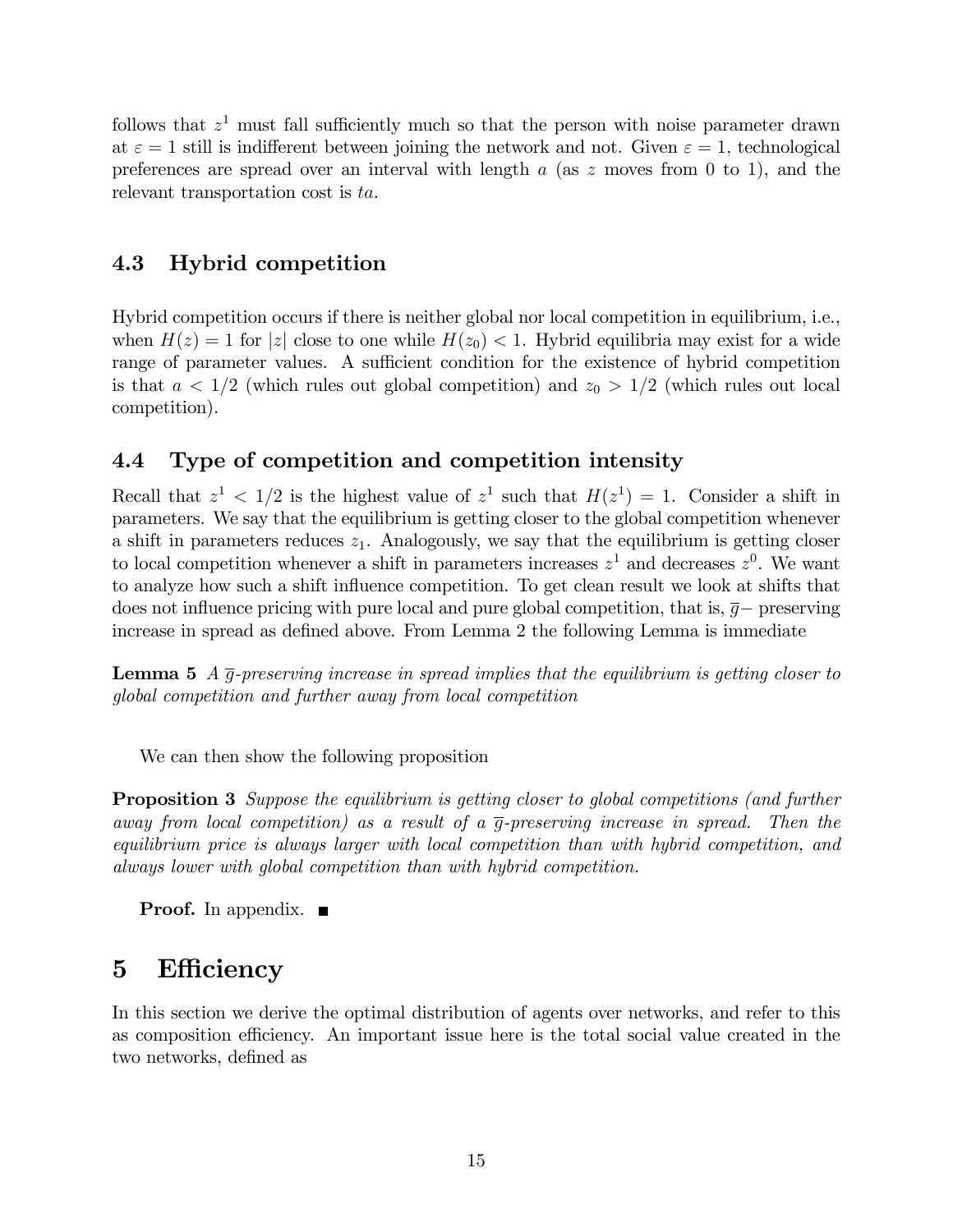follows that $z^1$ must fall sufficiently much so that the person with noise parameter drawn at $\varepsilon = 1$ still is indifferent between joining the network and not. Given $\varepsilon = 1$, technological preferences are spread over an interval with length $a$ (as $z$ moves from 0 to 1), and the relevant transportation cost is $ta$.

### 4.3 Hybrid competition

Hybrid competition occurs if there is neither global nor local competition in equilibrium, i.e., when $H(z) = 1$ for $|z|$ close to one while $H(z_0) < 1$. Hybrid equilibria may exist for a wide range of parameter values. A sufficient condition for the existence of hybrid competition is that $a < 1/2$ (which rules out global competition) and $z_0 > 1/2$ (which rules out local competition).

### 4.4 Type of competition and competition intensity

Recall that $z^1 < 1/2$ is the highest value of $z^1$ such that $H(z^1) = 1$. Consider a shift in parameters. We say that the equilibrium is getting closer to the global competition whenever a shift in parameters reduces $z_1$. Analogously, we say that the equilibrium is getting closer to local competition whenever a shift in parameters increases $z^1$ and decreases $z^0$. We want to analyze how such a shift influence competition. To get clean result we look at shifts that does not influence pricing with pure local and pure global competition, that is, $\overline{g}-$ preserving increase in spread as defined above. From Lemma 2 the following Lemma is immediate

**Lemma 5** *A $\overline{g}$-preserving increase in spread implies that the equilibrium is getting closer to global competition and further away from local competition*

We can then show the following proposition

**Proposition 3** *Suppose the equilibrium is getting closer to global competitions (and further away from local competition) as a result of a $\overline{g}$-preserving increase in spread. Then the equilibrium price is always larger with local competition than with hybrid competition, and always lower with global competition than with hybrid competition.*

**Proof.** In appendix. ∎

## 5 Efficiency

In this section we derive the optimal distribution of agents over networks, and refer to this as composition efficiency. An important issue here is the total social value created in the two networks, defined as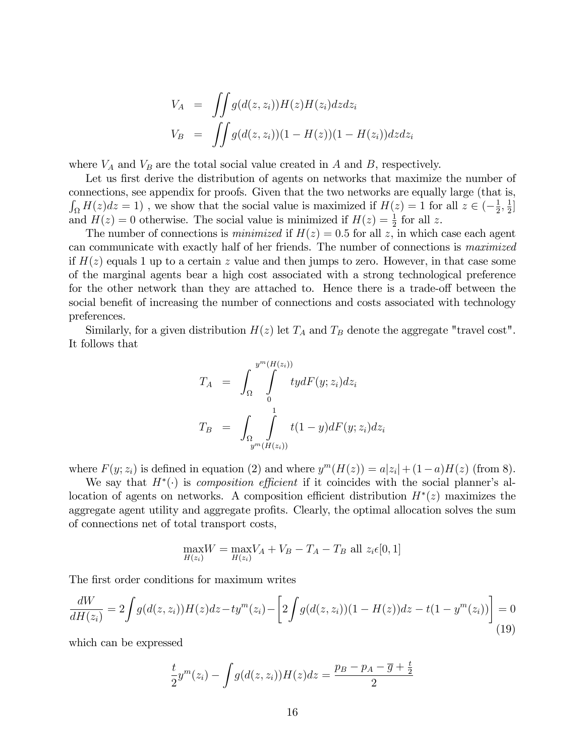$$
\begin{aligned}
V_A &= \iint g(d(z,z_i))H(z)H(z_i)dzdz_i \\
V_B &= \iint g(d(z,z_i))(1-H(z))(1-H(z_i))dzdz_i
\end{aligned}
$$

where $V_A$ and $V_B$ are the total social value created in $A$ and $B$, respectively.

Let us first derive the distribution of agents on networks that maximize the number of connections, see appendix for proofs. Given that the two networks are equally large (that is, $\int_\Omega H(z)dz = 1$) , we show that the social value is maximized if $H(z) = 1$ for all $z \in (-\frac{1}{2}, \frac{1}{2}]$ and $H(z) = 0$ otherwise. The social value is minimized if $H(z) = \frac{1}{2}$ for all $z$.

The number of connections is *minimized* if $H(z) = 0.5$ for all $z$, in which case each agent can communicate with exactly half of her friends. The number of connections is *maximized* if $H(z)$ equals 1 up to a certain $z$ value and then jumps to zero. However, in that case some of the marginal agents bear a high cost associated with a strong technological preference for the other network than they are attached to. Hence there is a trade-off between the social benefit of increasing the number of connections and costs associated with technology preferences.

Similarly, for a given distribution $H(z)$ let $T_A$ and $T_B$ denote the aggregate "travel cost". It follows that

$$
\begin{aligned}
T_A &= \int_\Omega \int_0^{y^m(H(z_i))} ty\,dF(y;z_i)dz_i \\
T_B &= \int_\Omega \int_{y^m(H(z_i))}^{1} t(1-y)\,dF(y;z_i)dz_i
\end{aligned}
$$

where $F(y;z_i)$ is defined in equation (2) and where $y^m(H(z)) = a|z_i| + (1-a)H(z)$ (from 8).

We say that $H^*(\cdot)$ is *composition efficient* if it coincides with the social planner's allocation of agents on networks. A composition efficient distribution $H^*(z)$ maximizes the aggregate agent utility and aggregate profits. Clearly, the optimal allocation solves the sum of connections net of total transport costs,

$$
\max_{H(z_i)} W = \max_{H(z_i)} V_A + V_B - T_A - T_B \text{ all } z_i \epsilon [0,1]
$$

The first order conditions for maximum writes

$$
\frac{dW}{dH(z_i)} = 2\int g(d(z,z_i))H(z)dz - ty^m(z_i) - \left[2\int g(d(z,z_i))(1-H(z))dz - t(1-y^m(z_i))\right] = 0 \tag{19}
$$

which can be expressed

$$
\frac{t}{2}y^m(z_i) - \int g(d(z,z_i))H(z)dz = \frac{p_B - p_A - \overline{g} + \frac{t}{2}}{2}
$$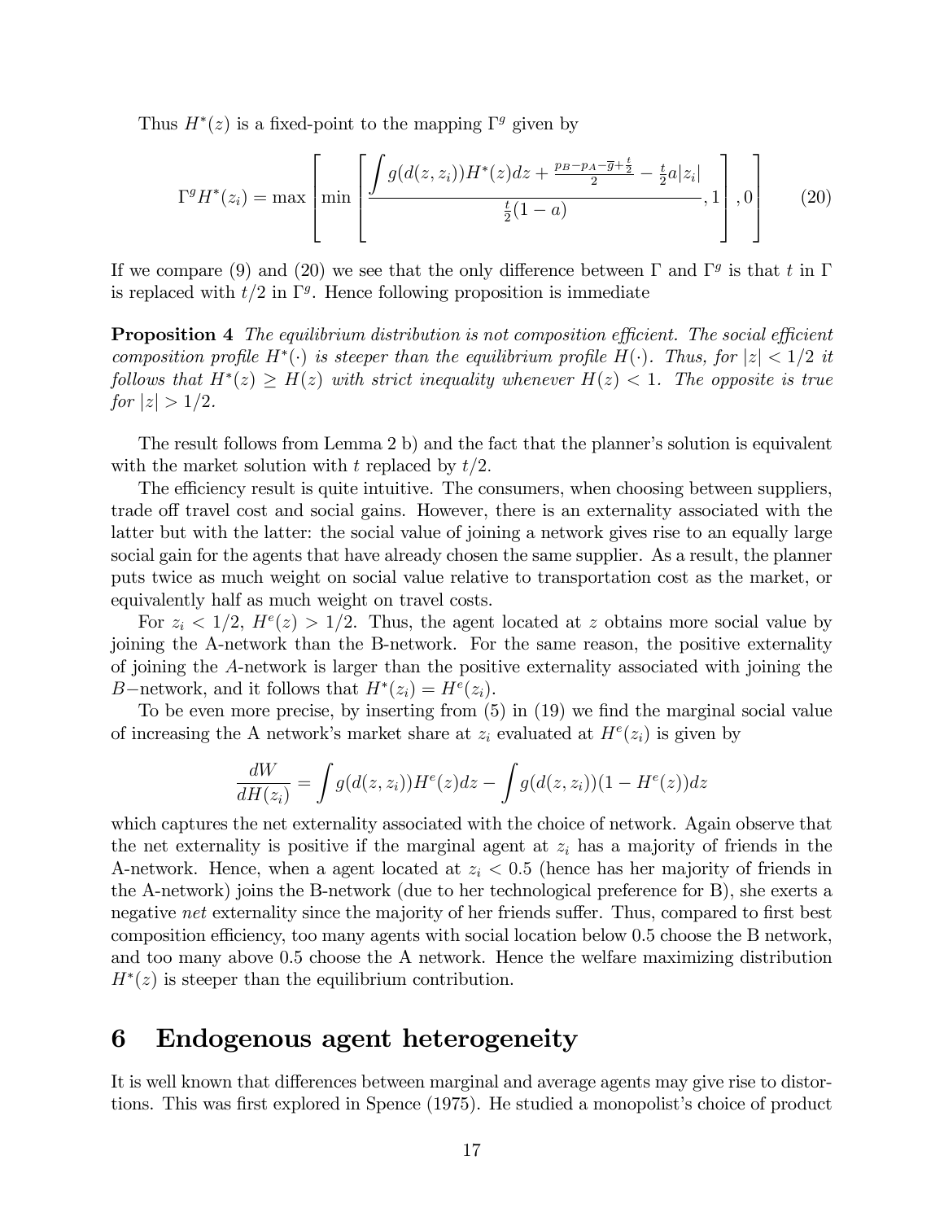Thus $H^*(z)$ is a fixed-point to the mapping $\Gamma^g$ given by

$$\Gamma^g H^*(z_i) = \max\left[\min\left[\frac{\int g(d(z,z_i))H^*(z)dz + \frac{p_B - p_A - \overline{g} + \frac{t}{2}}{2} - \frac{t}{2}a|z_i|}{\frac{t}{2}(1-a)}, 1\right], 0\right] \tag{20}$$

If we compare (9) and (20) we see that the only difference between $\Gamma$ and $\Gamma^g$ is that $t$ in $\Gamma$ is replaced with $t/2$ in $\Gamma^g$. Hence following proposition is immediate

**Proposition 4** *The equilibrium distribution is not composition efficient. The social efficient composition profile $H^*(\cdot)$ is steeper than the equilibrium profile $H(\cdot)$. Thus, for $|z| < 1/2$ it follows that $H^*(z) \geq H(z)$ with strict inequality whenever $H(z) < 1$. The opposite is true for $|z| > 1/2$.*

The result follows from Lemma 2 b) and the fact that the planner's solution is equivalent with the market solution with $t$ replaced by $t/2$.

The efficiency result is quite intuitive. The consumers, when choosing between suppliers, trade off travel cost and social gains. However, there is an externality associated with the latter but with the latter: the social value of joining a network gives rise to an equally large social gain for the agents that have already chosen the same supplier. As a result, the planner puts twice as much weight on social value relative to transportation cost as the market, or equivalently half as much weight on travel costs.

For $z_i < 1/2$, $H^e(z) > 1/2$. Thus, the agent located at $z$ obtains more social value by joining the A-network than the B-network. For the same reason, the positive externality of joining the *A*-network is larger than the positive externality associated with joining the $B-$network, and it follows that $H^*(z_i) = H^e(z_i)$.

To be even more precise, by inserting from (5) in (19) we find the marginal social value of increasing the A network's market share at $z_i$ evaluated at $H^e(z_i)$ is given by

$$\frac{dW}{dH(z_i)} = \int g(d(z,z_i))H^e(z)dz - \int g(d(z,z_i))(1 - H^e(z))dz$$

which captures the net externality associated with the choice of network. Again observe that the net externality is positive if the marginal agent at $z_i$ has a majority of friends in the A-network. Hence, when a agent located at $z_i < 0.5$ (hence has her majority of friends in the A-network) joins the B-network (due to her technological preference for B), she exerts a negative *net* externality since the majority of her friends suffer. Thus, compared to first best composition efficiency, too many agents with social location below 0.5 choose the B network, and too many above 0.5 choose the A network. Hence the welfare maximizing distribution $H^*(z)$ is steeper than the equilibrium contribution.

# 6 Endogenous agent heterogeneity

It is well known that differences between marginal and average agents may give rise to distortions. This was first explored in Spence (1975). He studied a monopolist's choice of product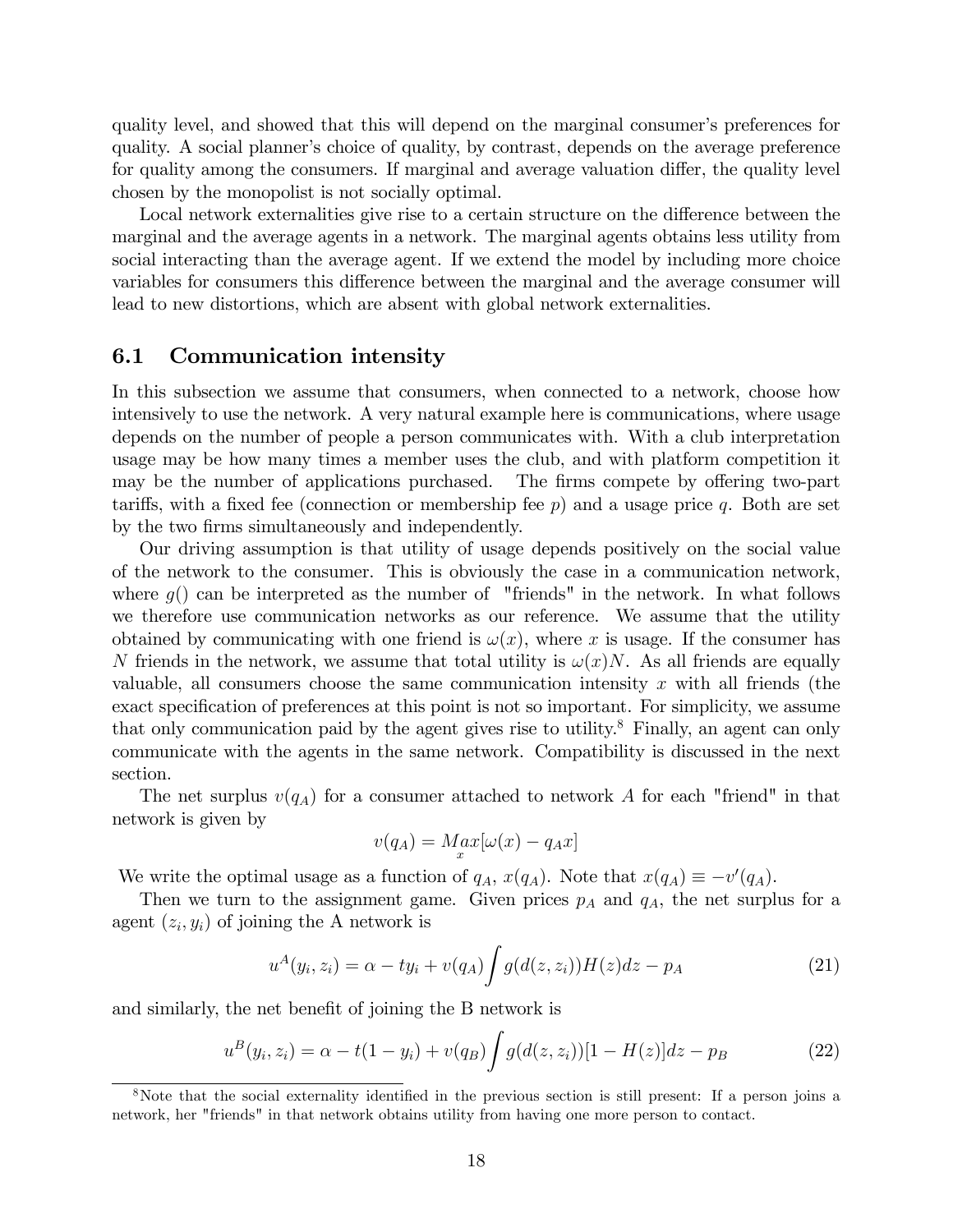quality level, and showed that this will depend on the marginal consumer's preferences for quality. A social planner's choice of quality, by contrast, depends on the average preference for quality among the consumers. If marginal and average valuation differ, the quality level chosen by the monopolist is not socially optimal.

Local network externalities give rise to a certain structure on the difference between the marginal and the average agents in a network. The marginal agents obtains less utility from social interacting than the average agent. If we extend the model by including more choice variables for consumers this difference between the marginal and the average consumer will lead to new distortions, which are absent with global network externalities.

## 6.1 Communication intensity

In this subsection we assume that consumers, when connected to a network, choose how intensively to use the network. A very natural example here is communications, where usage depends on the number of people a person communicates with. With a club interpretation usage may be how many times a member uses the club, and with platform competition it may be the number of applications purchased. The firms compete by offering two-part tariffs, with a fixed fee (connection or membership fee $p$) and a usage price $q$. Both are set by the two firms simultaneously and independently.

Our driving assumption is that utility of usage depends positively on the social value of the network to the consumer. This is obviously the case in a communication network, where $g()$ can be interpreted as the number of "friends" in the network. In what follows we therefore use communication networks as our reference. We assume that the utility obtained by communicating with one friend is $\omega(x)$, where $x$ is usage. If the consumer has $N$ friends in the network, we assume that total utility is $\omega(x)N$. As all friends are equally valuable, all consumers choose the same communication intensity $x$ with all friends (the exact specification of preferences at this point is not so important. For simplicity, we assume that only communication paid by the agent gives rise to utility.[8] Finally, an agent can only communicate with the agents in the same network. Compatibility is discussed in the next section.

The net surplus $v(q_A)$ for a consumer attached to network $A$ for each "friend" in that network is given by

$$v(q_A) = \underset{x}{Max}[\omega(x) - q_A x]$$

We write the optimal usage as a function of $q_A$, $x(q_A)$. Note that $x(q_A) \equiv -v'(q_A)$.

Then we turn to the assignment game. Given prices $p_A$ and $q_A$, the net surplus for a agent $(z_i, y_i)$ of joining the A network is

$$u^A(y_i, z_i) = \alpha - ty_i + v(q_A)\int g(d(z, z_i))H(z)dz - p_A \tag{21}$$

and similarly, the net benefit of joining the B network is

$$u^B(y_i, z_i) = \alpha - t(1 - y_i) + v(q_B)\int g(d(z, z_i))[1 - H(z)]dz - p_B \tag{22}$$

[8] Note that the social externality identified in the previous section is still present: If a person joins a network, her "friends" in that network obtains utility from having one more person to contact.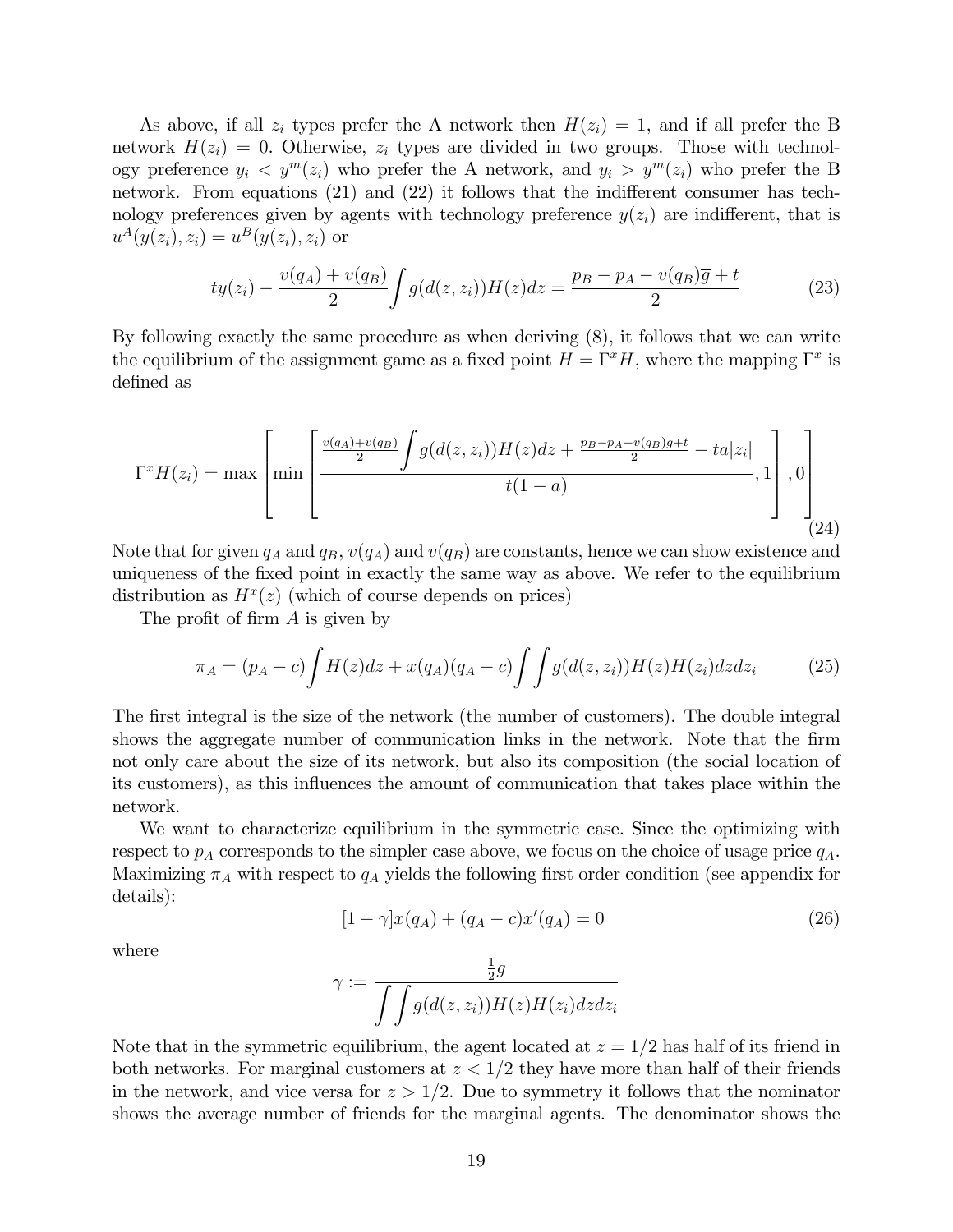As above, if all $z_i$ types prefer the A network then $H(z_i) = 1$, and if all prefer the B network $H(z_i) = 0$. Otherwise, $z_i$ types are divided in two groups. Those with technology preference $y_i < y^m(z_i)$ who prefer the A network, and $y_i > y^m(z_i)$ who prefer the B network. From equations (21) and (22) it follows that the indifferent consumer has technology preferences given by agents with technology preference $y(z_i)$ are indifferent, that is $u^A(y(z_i), z_i) = u^B(y(z_i), z_i)$ or

$$ty(z_i) - \frac{v(q_A) + v(q_B)}{2} \int g(d(z, z_i))H(z)dz = \frac{p_B - p_A - v(q_B)\overline{g} + t}{2} \tag{23}$$

By following exactly the same procedure as when deriving (8), it follows that we can write the equilibrium of the assignment game as a fixed point $H = \Gamma^x H$, where the mapping $\Gamma^x$ is defined as

$$\Gamma^x H(z_i) = \max\left[\min\left[\frac{\frac{v(q_A)+v(q_B)}{2}\int g(d(z, z_i))H(z)dz + \frac{p_B - p_A - v(q_B)\overline{g} + t}{2} - ta|z_i|}{t(1-a)}, 1\right], 0\right] \tag{24}$$

Note that for given $q_A$ and $q_B$, $v(q_A)$ and $v(q_B)$ are constants, hence we can show existence and uniqueness of the fixed point in exactly the same way as above. We refer to the equilibrium distribution as $H^x(z)$ (which of course depends on prices)

The profit of firm $A$ is given by

$$\pi_A = (p_A - c)\int H(z)dz + x(q_A)(q_A - c)\int\int g(d(z, z_i))H(z)H(z_i)dzdz_i \tag{25}$$

The first integral is the size of the network (the number of customers). The double integral shows the aggregate number of communication links in the network. Note that the firm not only care about the size of its network, but also its composition (the social location of its customers), as this influences the amount of communication that takes place within the network.

We want to characterize equilibrium in the symmetric case. Since the optimizing with respect to $p_A$ corresponds to the simpler case above, we focus on the choice of usage price $q_A$. Maximizing $\pi_A$ with respect to $q_A$ yields the following first order condition (see appendix for details):

$$[1 - \gamma]x(q_A) + (q_A - c)x'(q_A) = 0 \tag{26}$$

where

$$\gamma := \frac{\frac{1}{2}\overline{g}}{\int\int g(d(z, z_i))H(z)H(z_i)dzdz_i}$$

Note that in the symmetric equilibrium, the agent located at $z = 1/2$ has half of its friend in both networks. For marginal customers at $z < 1/2$ they have more than half of their friends in the network, and vice versa for $z > 1/2$. Due to symmetry it follows that the nominator shows the average number of friends for the marginal agents. The denominator shows the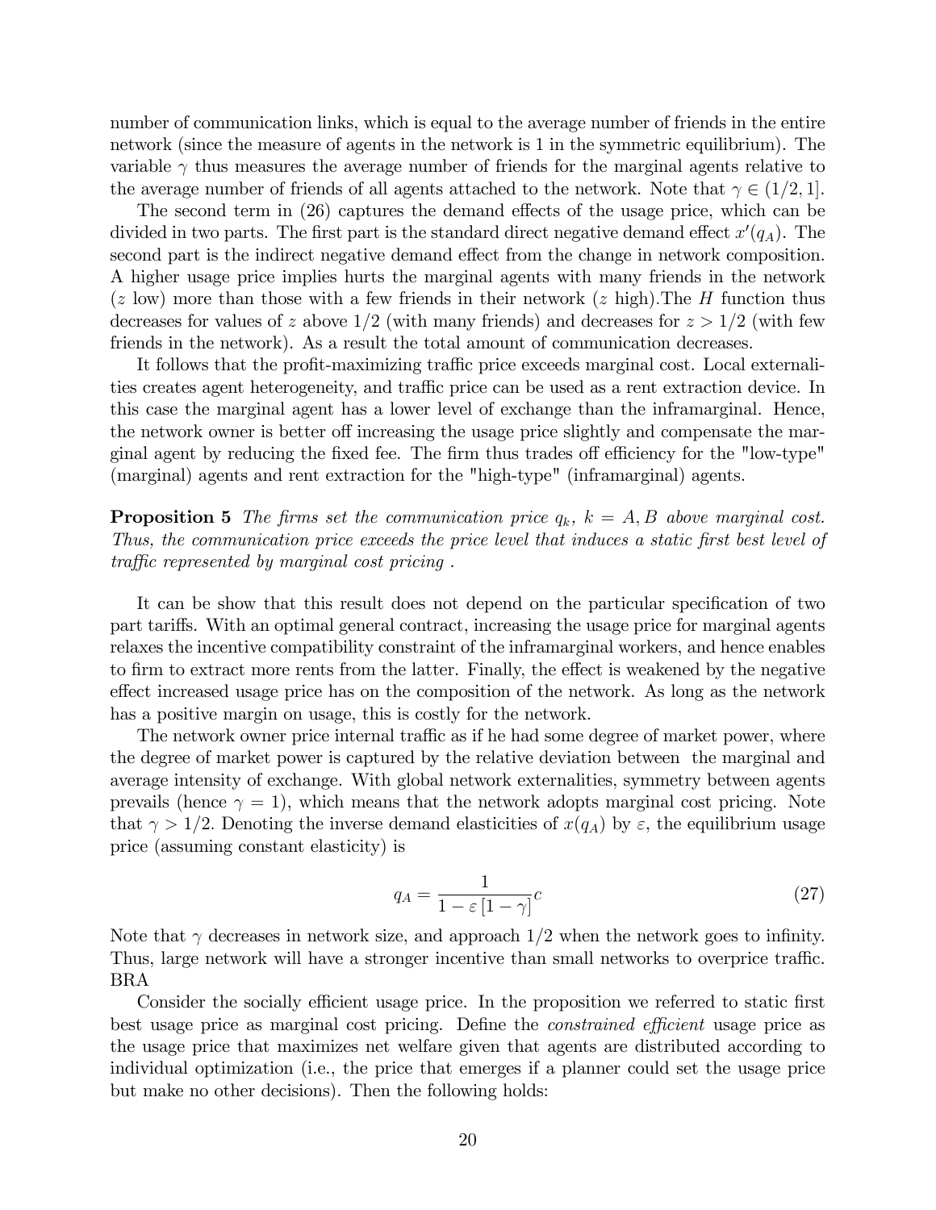number of communication links, which is equal to the average number of friends in the entire network (since the measure of agents in the network is 1 in the symmetric equilibrium). The variable $\gamma$ thus measures the average number of friends for the marginal agents relative to the average number of friends of all agents attached to the network. Note that $\gamma \in (1/2, 1]$.

The second term in (26) captures the demand effects of the usage price, which can be divided in two parts. The first part is the standard direct negative demand effect $x'(q_A)$. The second part is the indirect negative demand effect from the change in network composition. A higher usage price implies hurts the marginal agents with many friends in the network ($z$ low) more than those with a few friends in their network ($z$ high).The $H$ function thus decreases for values of $z$ above $1/2$ (with many friends) and decreases for $z > 1/2$ (with few friends in the network). As a result the total amount of communication decreases.

It follows that the profit-maximizing traffic price exceeds marginal cost. Local externalities creates agent heterogeneity, and traffic price can be used as a rent extraction device. In this case the marginal agent has a lower level of exchange than the inframarginal. Hence, the network owner is better off increasing the usage price slightly and compensate the marginal agent by reducing the fixed fee. The firm thus trades off efficiency for the "low-type" (marginal) agents and rent extraction for the "high-type" (inframarginal) agents.

**Proposition 5** *The firms set the communication price $q_k$, $k = A, B$ above marginal cost. Thus, the communication price exceeds the price level that induces a static first best level of traffic represented by marginal cost pricing .*

It can be show that this result does not depend on the particular specification of two part tariffs. With an optimal general contract, increasing the usage price for marginal agents relaxes the incentive compatibility constraint of the inframarginal workers, and hence enables to firm to extract more rents from the latter. Finally, the effect is weakened by the negative effect increased usage price has on the composition of the network. As long as the network has a positive margin on usage, this is costly for the network.

The network owner price internal traffic as if he had some degree of market power, where the degree of market power is captured by the relative deviation between the marginal and average intensity of exchange. With global network externalities, symmetry between agents prevails (hence $\gamma = 1$), which means that the network adopts marginal cost pricing. Note that $\gamma > 1/2$. Denoting the inverse demand elasticities of $x(q_A)$ by $\varepsilon$, the equilibrium usage price (assuming constant elasticity) is

$$q_A = \frac{1}{1 - \varepsilon [1 - \gamma]} c \tag{27}$$

Note that $\gamma$ decreases in network size, and approach $1/2$ when the network goes to infinity. Thus, large network will have a stronger incentive than small networks to overprice traffic. BRA

Consider the socially efficient usage price. In the proposition we referred to static first best usage price as marginal cost pricing. Define the *constrained efficient* usage price as the usage price that maximizes net welfare given that agents are distributed according to individual optimization (i.e., the price that emerges if a planner could set the usage price but make no other decisions). Then the following holds: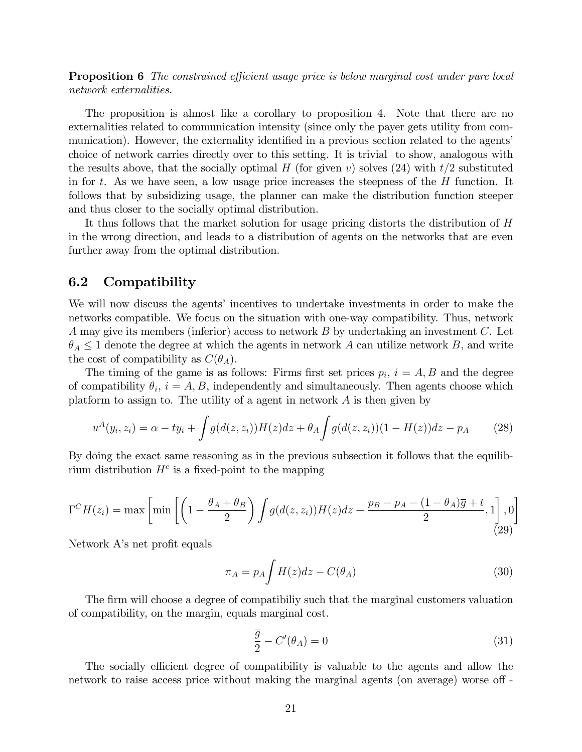**Proposition 6** *The constrained efficient usage price is below marginal cost under pure local network externalities.*

The proposition is almost like a corollary to proposition 4. Note that there are no externalities related to communication intensity (since only the payer gets utility from communication). However, the externality identified in a previous section related to the agents' choice of network carries directly over to this setting. It is trivial to show, analogous with the results above, that the socially optimal $H$ (for given $v$) solves (24) with $t/2$ substituted in for $t$. As we have seen, a low usage price increases the steepness of the $H$ function. It follows that by subsidizing usage, the planner can make the distribution function steeper and thus closer to the socially optimal distribution.

It thus follows that the market solution for usage pricing distorts the distribution of $H$ in the wrong direction, and leads to a distribution of agents on the networks that are even further away from the optimal distribution.

## 6.2 Compatibility

We will now discuss the agents' incentives to undertake investments in order to make the networks compatible. We focus on the situation with one-way compatibility. Thus, network $A$ may give its members (inferior) access to network $B$ by undertaking an investment $C$. Let $\theta_A \leq 1$ denote the degree at which the agents in network $A$ can utilize network $B$, and write the cost of compatibility as $C(\theta_A)$.

The timing of the game is as follows: Firms first set prices $p_i$, $i = A, B$ and the degree of compatibility $\theta_i$, $i = A, B$, independently and simultaneously. Then agents choose which platform to assign to. The utility of a agent in network $A$ is then given by

$$u^A(y_i, z_i) = \alpha - ty_i + \int g(d(z, z_i))H(z)dz + \theta_A \int g(d(z, z_i))(1 - H(z))dz - p_A \tag{28}$$

By doing the exact same reasoning as in the previous subsection it follows that the equilibrium distribution $H^c$ is a fixed-point to the mapping

$$\Gamma^C H(z_i) = \max\left[\min\left[\left(1 - \frac{\theta_A + \theta_B}{2}\right)\int g(d(z, z_i))H(z)dz + \frac{p_B - p_A - (1 - \theta_A)\overline{g} + t}{2}, 1\right], 0\right] \tag{29}$$

Network A's net profit equals

$$\pi_A = p_A \int H(z)dz - C(\theta_A) \tag{30}$$

The firm will choose a degree of compatibiliy such that the marginal customers valuation of compatibility, on the margin, equals marginal cost.

$$\frac{\overline{g}}{2} - C'(\theta_A) = 0 \tag{31}$$

The socially efficient degree of compatibility is valuable to the agents and allow the network to raise access price without making the marginal agents (on average) worse off -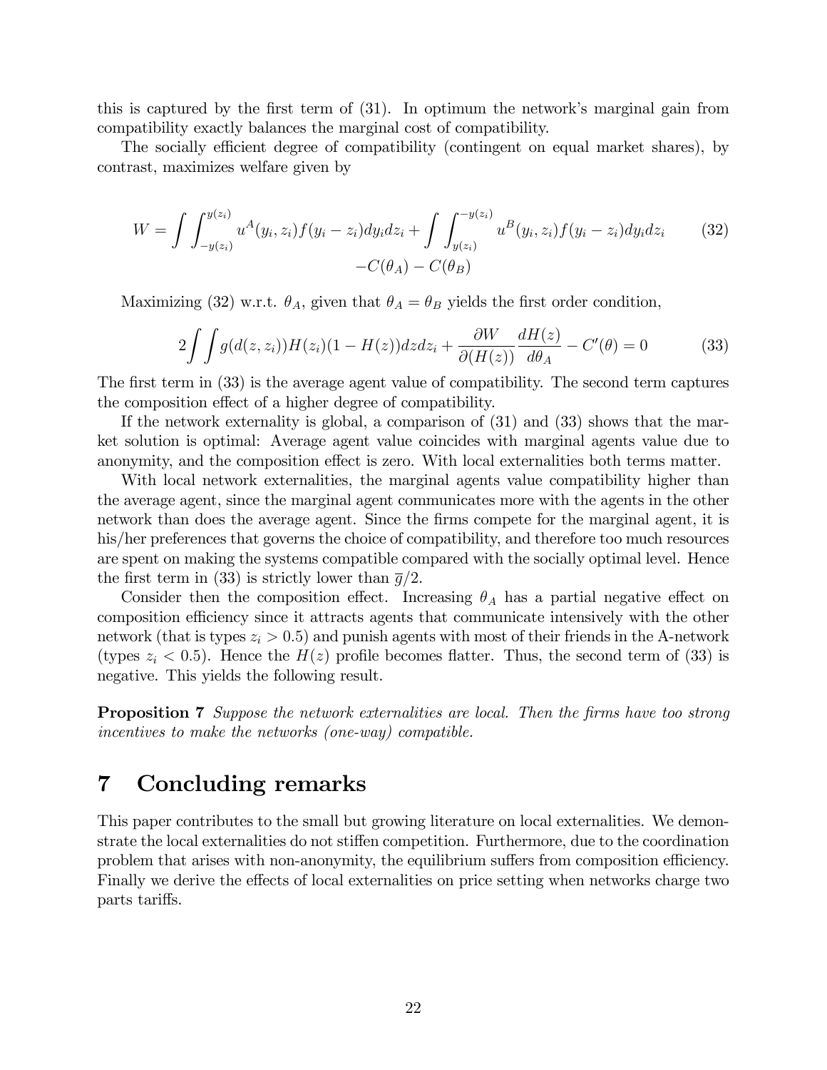this is captured by the first term of (31). In optimum the network's marginal gain from compatibility exactly balances the marginal cost of compatibility.

The socially efficient degree of compatibility (contingent on equal market shares), by contrast, maximizes welfare given by

$$W = \int \int_{-y(z_i)}^{y(z_i)} u^A(y_i, z_i) f(y_i - z_i) dy_i dz_i + \int \int_{y(z_i)}^{-y(z_i)} u^B(y_i, z_i) f(y_i - z_i) dy_i dz_i \qquad (32)$$
$$-C(\theta_A) - C(\theta_B)$$

Maximizing (32) w.r.t. $\theta_A$, given that $\theta_A = \theta_B$ yields the first order condition,

$$2 \int \int g(d(z, z_i)) H(z_i)(1 - H(z)) dz dz_i + \frac{\partial W}{\partial (H(z))} \frac{dH(z)}{d\theta_A} - C'(\theta) = 0 \qquad (33)$$

The first term in (33) is the average agent value of compatibility. The second term captures the composition effect of a higher degree of compatibility.

If the network externality is global, a comparison of (31) and (33) shows that the market solution is optimal: Average agent value coincides with marginal agents value due to anonymity, and the composition effect is zero. With local externalities both terms matter.

With local network externalities, the marginal agents value compatibility higher than the average agent, since the marginal agent communicates more with the agents in the other network than does the average agent. Since the firms compete for the marginal agent, it is his/her preferences that governs the choice of compatibility, and therefore too much resources are spent on making the systems compatible compared with the socially optimal level. Hence the first term in (33) is strictly lower than $\overline{g}/2$.

Consider then the composition effect. Increasing $\theta_A$ has a partial negative effect on composition efficiency since it attracts agents that communicate intensively with the other network (that is types $z_i > 0.5$) and punish agents with most of their friends in the A-network (types $z_i < 0.5$). Hence the $H(z)$ profile becomes flatter. Thus, the second term of (33) is negative. This yields the following result.

**Proposition 7** *Suppose the network externalities are local. Then the firms have too strong incentives to make the networks (one-way) compatible.*

# 7 Concluding remarks

This paper contributes to the small but growing literature on local externalities. We demonstrate the local externalities do not stiffen competition. Furthermore, due to the coordination problem that arises with non-anonymity, the equilibrium suffers from composition efficiency. Finally we derive the effects of local externalities on price setting when networks charge two parts tariffs.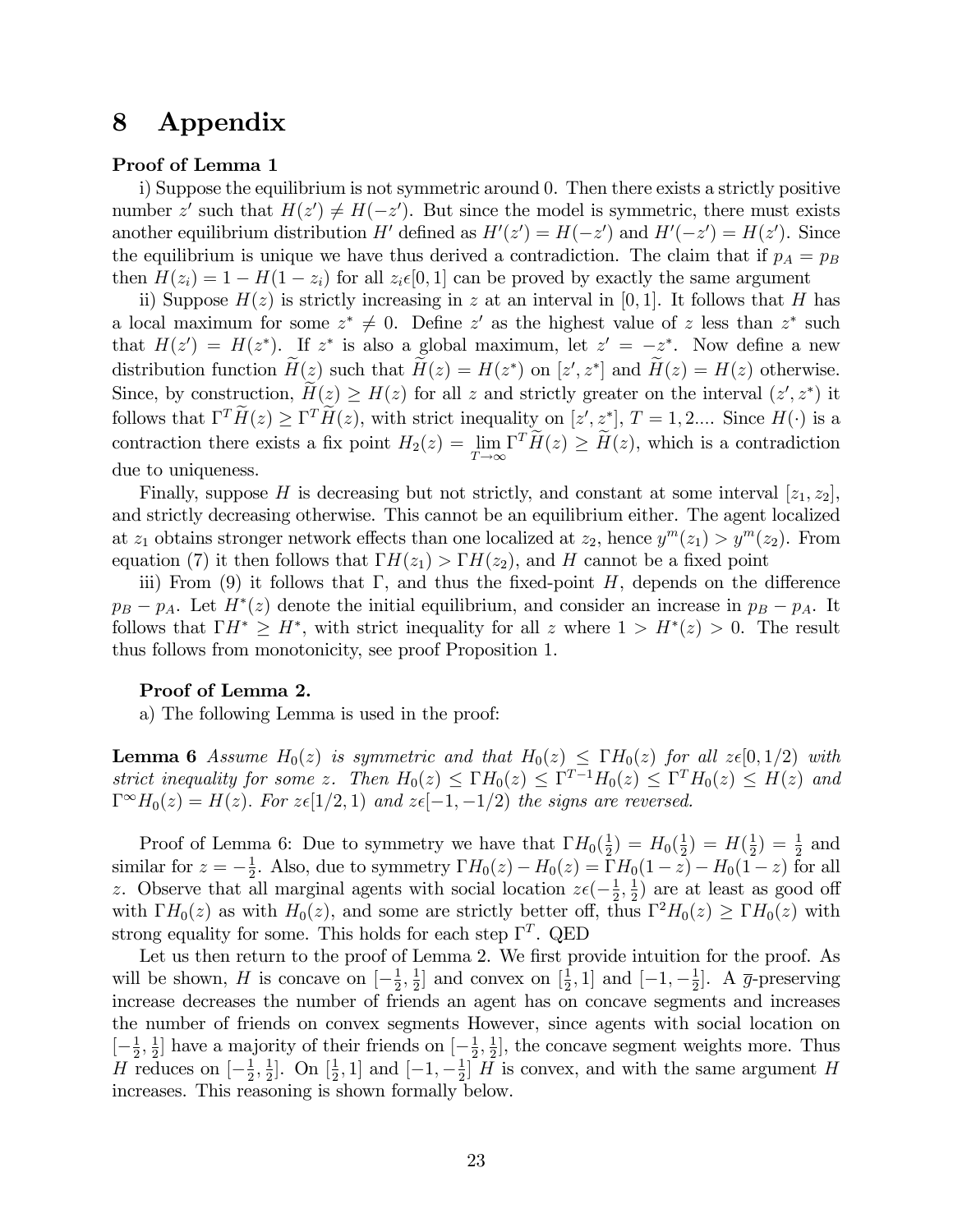# 8 Appendix

**Proof of Lemma 1**

i) Suppose the equilibrium is not symmetric around 0. Then there exists a strictly positive number $z'$ such that $H(z') \neq H(-z')$. But since the model is symmetric, there must exists another equilibrium distribution $H'$ defined as $H'(z') = H(-z')$ and $H'(-z') = H(z')$. Since the equilibrium is unique we have thus derived a contradiction. The claim that if $p_A = p_B$ then $H(z_i) = 1 - H(1 - z_i)$ for all $z_i \epsilon [0, 1]$ can be proved by exactly the same argument

ii) Suppose $H(z)$ is strictly increasing in $z$ at an interval in $[0, 1]$. It follows that $H$ has a local maximum for some $z^* \neq 0$. Define $z'$ as the highest value of $z$ less than $z^*$ such that $H(z') = H(z^*)$. If $z^*$ is also a global maximum, let $z' = -z^*$. Now define a new distribution function $\widetilde{H}(z)$ such that $\widetilde{H}(z) = H(z^*)$ on $[z', z^*]$ and $\widetilde{H}(z) = H(z)$ otherwise. Since, by construction, $\widetilde{H}(z) \geq H(z)$ for all $z$ and strictly greater on the interval $(z', z^*)$ it follows that $\Gamma^T \widetilde{H}(z) \geq \Gamma^T \widetilde{H}(z)$, with strict inequality on $[z', z^*]$, $T = 1, 2....$ Since $H(\cdot)$ is a contraction there exists a fix point $H_2(z) = \lim_{T \to \infty} \Gamma^T \widetilde{H}(z) \geq \widetilde{H}(z)$, which is a contradiction due to uniqueness.

Finally, suppose $H$ is decreasing but not strictly, and constant at some interval $[z_1, z_2]$, and strictly decreasing otherwise. This cannot be an equilibrium either. The agent localized at $z_1$ obtains stronger network effects than one localized at $z_2$, hence $y^m(z_1) > y^m(z_2)$. From equation (7) it then follows that $\Gamma H(z_1) > \Gamma H(z_2)$, and $H$ cannot be a fixed point

iii) From (9) it follows that $\Gamma$, and thus the fixed-point $H$, depends on the difference $p_B - p_A$. Let $H^*(z)$ denote the initial equilibrium, and consider an increase in $p_B - p_A$. It follows that $\Gamma H^* \geq H^*$, with strict inequality for all $z$ where $1 > H^*(z) > 0$. The result thus follows from monotonicity, see proof Proposition 1.

**Proof of Lemma 2.**

a) The following Lemma is used in the proof:

**Lemma 6** *Assume $H_0(z)$ is symmetric and that $H_0(z) \leq \Gamma H_0(z)$ for all $z \epsilon [0, 1/2)$ with strict inequality for some $z$. Then $H_0(z) \leq \Gamma H_0(z) \leq \Gamma^{T-1} H_0(z) \leq \Gamma^T H_0(z) \leq H(z)$ and $\Gamma^\infty H_0(z) = H(z)$. For $z \epsilon [1/2, 1)$ and $z \epsilon [-1, -1/2)$ the signs are reversed.*

Proof of Lemma 6: Due to symmetry we have that $\Gamma H_0(\frac{1}{2}) = H_0(\frac{1}{2}) = H(\frac{1}{2}) = \frac{1}{2}$ and similar for $z = -\frac{1}{2}$. Also, due to symmetry $\Gamma H_0(z) - H_0(z) = \Gamma H_0(1 - z) - H_0(1 - z)$ for all $z$. Observe that all marginal agents with social location $z \epsilon (-\frac{1}{2}, \frac{1}{2})$ are at least as good off with $\Gamma H_0(z)$ as with $H_0(z)$, and some are strictly better off, thus $\Gamma^2 H_0(z) \geq \Gamma H_0(z)$ with strong equality for some. This holds for each step $\Gamma^T$. QED

Let us then return to the proof of Lemma 2. We first provide intuition for the proof. As will be shown, $H$ is concave on $[-\frac{1}{2}, \frac{1}{2}]$ and convex on $[\frac{1}{2}, 1]$ and $[-1, -\frac{1}{2}]$. A $\overline{g}$-preserving increase decreases the number of friends an agent has on concave segments and increases the number of friends on convex segments However, since agents with social location on $[-\frac{1}{2}, \frac{1}{2}]$ have a majority of their friends on $[-\frac{1}{2}, \frac{1}{2}]$, the concave segment weights more. Thus $H$ reduces on $[-\frac{1}{2}, \frac{1}{2}]$. On $[\frac{1}{2}, 1]$ and $[-1, -\frac{1}{2}]$ $H$ is convex, and with the same argument $H$ increases. This reasoning is shown formally below.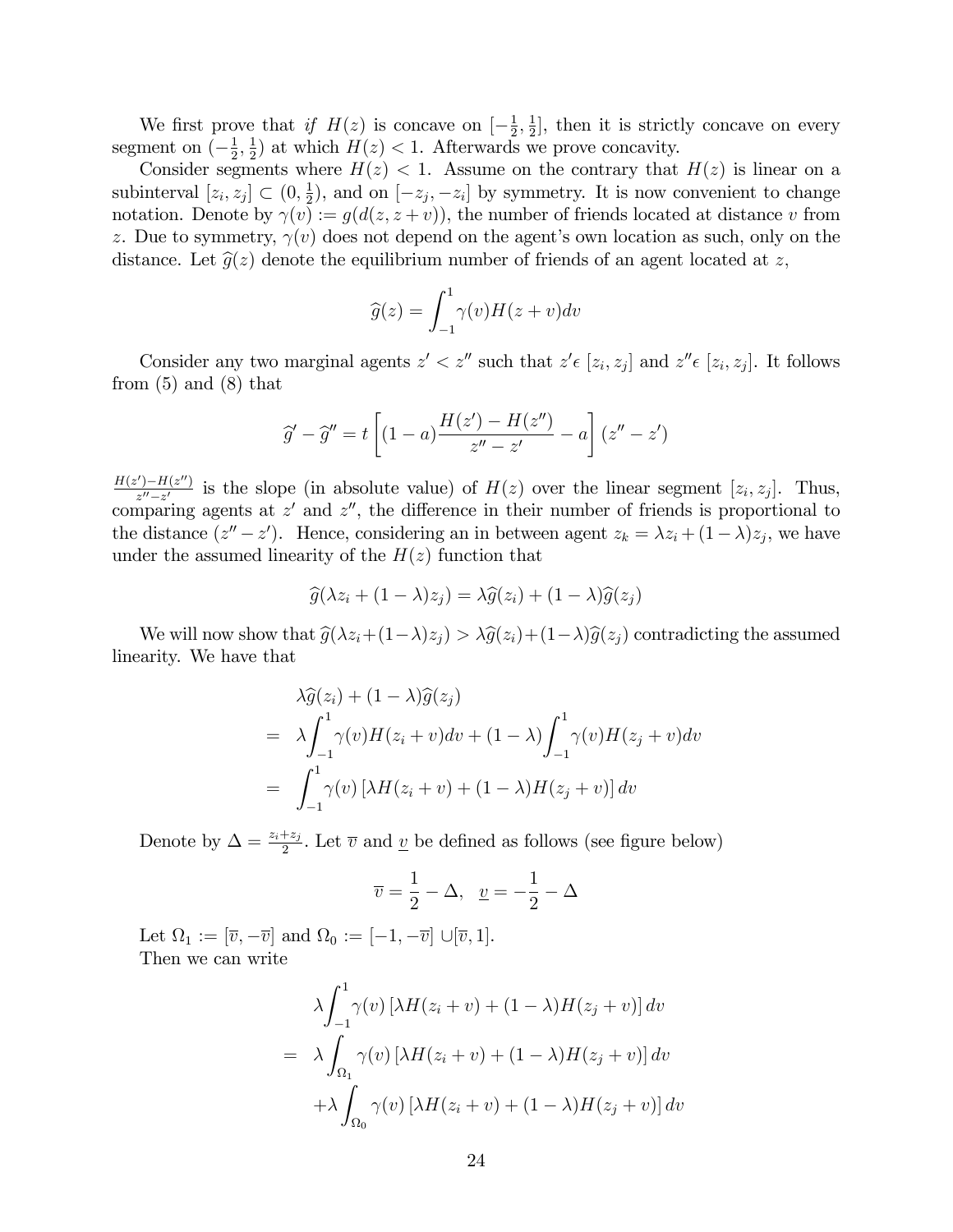We first prove that *if* $H(z)$ is concave on $[-\frac{1}{2}, \frac{1}{2}]$, then it is strictly concave on every segment on $(-\frac{1}{2}, \frac{1}{2})$ at which $H(z) < 1$. Afterwards we prove concavity.

Consider segments where $H(z) < 1$. Assume on the contrary that $H(z)$ is linear on a subinterval $[z_i, z_j] \subset (0, \frac{1}{2})$, and on $[-z_j, -z_i]$ by symmetry. It is now convenient to change notation. Denote by $\gamma(v) := g(d(z, z + v))$, the number of friends located at distance $v$ from $z$. Due to symmetry, $\gamma(v)$ does not depend on the agent's own location as such, only on the distance. Let $\widehat{g}(z)$ denote the equilibrium number of friends of an agent located at $z$,

$$\widehat{g}(z) = \int_{-1}^{1} \gamma(v) H(z + v) dv$$

Consider any two marginal agents $z' < z''$ such that $z' \epsilon\ [z_i, z_j]$ and $z'' \epsilon\ [z_i, z_j]$. It follows from (5) and (8) that

$$\widehat{g}' - \widehat{g}'' = t\left[(1-a)\frac{H(z') - H(z'')}{z'' - z'} - a\right](z'' - z')$$

$\frac{H(z') - H(z'')}{z'' - z'}$ is the slope (in absolute value) of $H(z)$ over the linear segment $[z_i, z_j]$. Thus, comparing agents at $z'$ and $z''$, the difference in their number of friends is proportional to the distance $(z'' - z')$. Hence, considering an in between agent $z_k = \lambda z_i + (1 - \lambda) z_j$, we have under the assumed linearity of the $H(z)$ function that

$$\widehat{g}(\lambda z_i + (1-\lambda) z_j) = \lambda \widehat{g}(z_i) + (1-\lambda) \widehat{g}(z_j)$$

We will now show that $\widehat{g}(\lambda z_i + (1-\lambda) z_j) > \lambda \widehat{g}(z_i) + (1-\lambda)\widehat{g}(z_j)$ contradicting the assumed linearity. We have that

$$\begin{aligned}
&\lambda \widehat{g}(z_i) + (1-\lambda)\widehat{g}(z_j) \\
= \;& \lambda \int_{-1}^{1} \gamma(v) H(z_i + v) dv + (1-\lambda)\int_{-1}^{1} \gamma(v) H(z_j + v) dv \\
= \;& \int_{-1}^{1} \gamma(v) \left[\lambda H(z_i + v) + (1-\lambda) H(z_j + v)\right] dv
\end{aligned}$$

Denote by $\Delta = \frac{z_i + z_j}{2}$. Let $\overline{v}$ and $\underline{v}$ be defined as follows (see figure below)

$$\overline{v} = \frac{1}{2} - \Delta, \;\; \underline{v} = -\frac{1}{2} - \Delta$$

Let $\Omega_1 := [\overline{v}, -\overline{v}]$ and $\Omega_0 := [-1, -\overline{v}] \cup [\overline{v}, 1]$.
Then we can write

$$\begin{aligned}
&\lambda \int_{-1}^{1} \gamma(v) \left[\lambda H(z_i + v) + (1-\lambda) H(z_j + v)\right] dv \\
= \;& \lambda \int_{\Omega_1} \gamma(v) \left[\lambda H(z_i + v) + (1-\lambda) H(z_j + v)\right] dv \\
& + \lambda \int_{\Omega_0} \gamma(v) \left[\lambda H(z_i + v) + (1-\lambda) H(z_j + v)\right] dv
\end{aligned}$$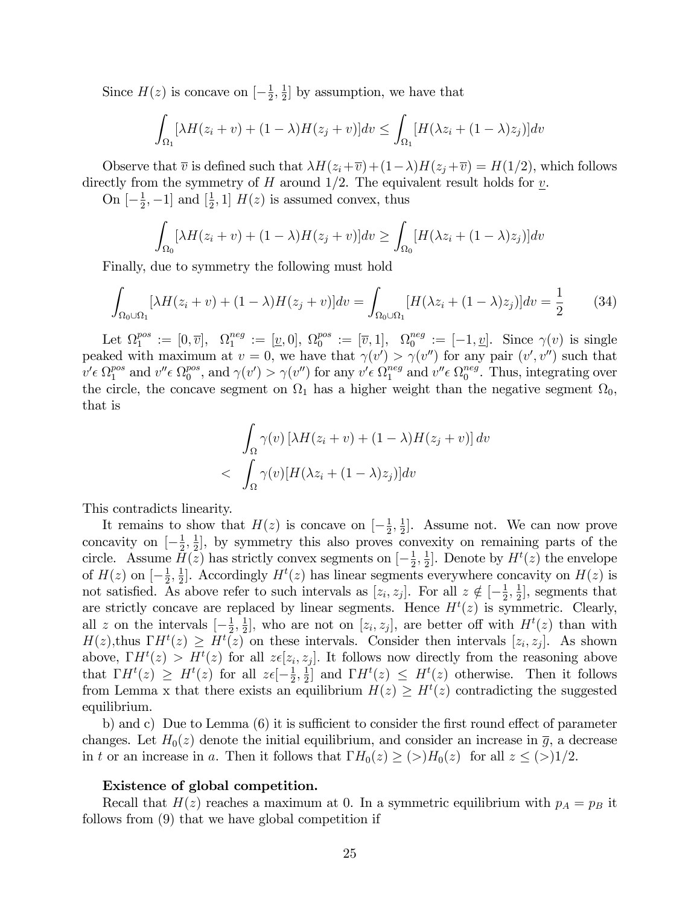Since $H(z)$ is concave on $[-\frac{1}{2}, \frac{1}{2}]$ by assumption, we have that

$$\int_{\Omega_1} [\lambda H(z_i + v) + (1-\lambda)H(z_j + v)]dv \leq \int_{\Omega_1} [H(\lambda z_i + (1-\lambda)z_j)]dv$$

Observe that $\overline{v}$ is defined such that $\lambda H(z_i+\overline{v})+(1-\lambda)H(z_j+\overline{v}) = H(1/2)$, which follows directly from the symmetry of $H$ around $1/2$. The equivalent result holds for $\underline{v}$.

On $[-\frac{1}{2}, -1]$ and $[\frac{1}{2}, 1]$ $H(z)$ is assumed convex, thus

$$\int_{\Omega_0} [\lambda H(z_i + v) + (1-\lambda)H(z_j + v)]dv \geq \int_{\Omega_0} [H(\lambda z_i + (1-\lambda)z_j)]dv$$

Finally, due to symmetry the following must hold

$$\int_{\Omega_0 \cup \Omega_1} [\lambda H(z_i + v) + (1-\lambda)H(z_j + v)]dv = \int_{\Omega_0 \cup \Omega_1} [H(\lambda z_i + (1-\lambda)z_j)]dv = \frac{1}{2} \tag{34}$$

Let $\Omega_1^{pos} := [0, \overline{v}]$, $\Omega_1^{neg} := [\underline{v}, 0]$, $\Omega_0^{pos} := [\overline{v}, 1]$, $\Omega_0^{neg} := [-1, \underline{v}]$. Since $\gamma(v)$ is single peaked with maximum at $v = 0$, we have that $\gamma(v') > \gamma(v'')$ for any pair $(v', v'')$ such that $v' \epsilon\, \Omega_1^{pos}$ and $v'' \epsilon\, \Omega_0^{pos}$, and $\gamma(v') > \gamma(v'')$ for any $v' \epsilon\, \Omega_1^{neg}$ and $v'' \epsilon\, \Omega_0^{neg}$. Thus, integrating over the circle, the concave segment on $\Omega_1$ has a higher weight than the negative segment $\Omega_0$, that is

$$\begin{aligned} &\int_{\Omega} \gamma(v) \left[\lambda H(z_i + v) + (1-\lambda)H(z_j + v)\right] dv \\ < \; &\int_{\Omega} \gamma(v)[H(\lambda z_i + (1-\lambda)z_j)]dv \end{aligned}$$

This contradicts linearity.

It remains to show that $H(z)$ is concave on $[-\frac{1}{2}, \frac{1}{2}]$. Assume not. We can now prove concavity on $[-\frac{1}{2}, \frac{1}{2}]$, by symmetry this also proves convexity on remaining parts of the circle. Assume $H(z)$ has strictly convex segments on $[-\frac{1}{2}, \frac{1}{2}]$. Denote by $H^t(z)$ the envelope of $H(z)$ on $[-\frac{1}{2}, \frac{1}{2}]$. Accordingly $H^t(z)$ has linear segments everywhere concavity on $H(z)$ is not satisfied. As above refer to such intervals as $[z_i, z_j]$. For all $z \notin [-\frac{1}{2}, \frac{1}{2}]$, segments that are strictly concave are replaced by linear segments. Hence $H^t(z)$ is symmetric. Clearly, all $z$ on the intervals $[-\frac{1}{2}, \frac{1}{2}]$, who are not on $[z_i, z_j]$, are better off with $H^t(z)$ than with $H(z)$,thus $\Gamma H^t(z) \geq H^t(z)$ on these intervals. Consider then intervals $[z_i, z_j]$. As shown above, $\Gamma H^t(z) > H^t(z)$ for all $z \epsilon [z_i, z_j]$. It follows now directly from the reasoning above that $\Gamma H^t(z) \geq H^t(z)$ for all $z \epsilon [-\frac{1}{2}, \frac{1}{2}]$ and $\Gamma H^t(z) \leq H^t(z)$ otherwise. Then it follows from Lemma x that there exists an equilibrium $H(z) \geq H^t(z)$ contradicting the suggested equilibrium.

b) and c) Due to Lemma (6) it is sufficient to consider the first round effect of parameter changes. Let $H_0(z)$ denote the initial equilibrium, and consider an increase in $\overline{g}$, a decrease in $t$ or an increase in $a$. Then it follows that $\Gamma H_0(z) \geq (>) H_0(z)$ for all $z \leq (>) 1/2$.

**Existence of global competition.**

Recall that $H(z)$ reaches a maximum at 0. In a symmetric equilibrium with $p_A = p_B$ it follows from (9) that we have global competition if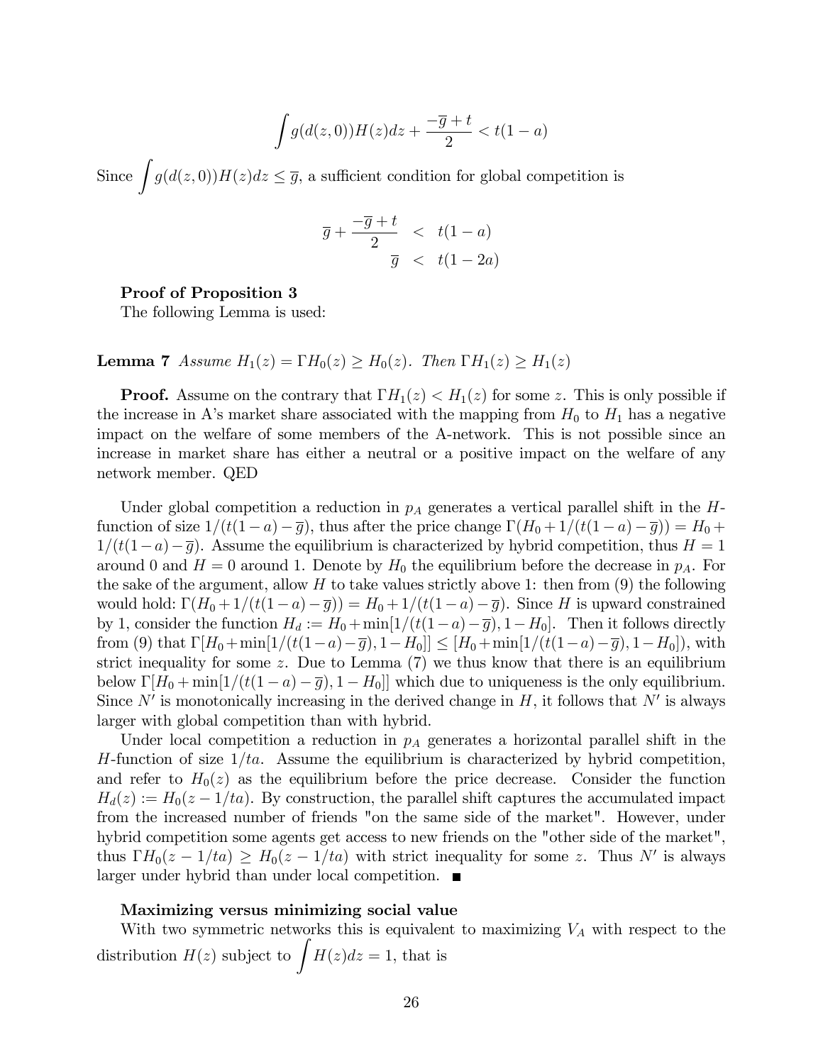$$\int g(d(z,0))H(z)dz + \frac{-\overline{g}+t}{2} < t(1-a)$$

Since $\int g(d(z,0))H(z)dz \leq \overline{g}$, a sufficient condition for global competition is

$$\begin{aligned}
\overline{g} + \frac{-\overline{g}+t}{2} &< t(1-a) \\
\overline{g} &< t(1-2a)
\end{aligned}$$

**Proof of Proposition 3**

The following Lemma is used:

**Lemma 7** *Assume $H_1(z) = \Gamma H_0(z) \geq H_0(z)$. Then $\Gamma H_1(z) \geq H_1(z)$*

**Proof.** Assume on the contrary that $\Gamma H_1(z) < H_1(z)$ for some $z$. This is only possible if the increase in A's market share associated with the mapping from $H_0$ to $H_1$ has a negative impact on the welfare of some members of the A-network. This is not possible since an increase in market share has either a neutral or a positive impact on the welfare of any network member. QED

Under global competition a reduction in $p_A$ generates a vertical parallel shift in the $H$-function of size $1/(t(1-a)-\overline{g})$, thus after the price change $\Gamma(H_0 + 1/(t(1-a)-\overline{g})) = H_0 + 1/(t(1-a)-\overline{g})$. Assume the equilibrium is characterized by hybrid competition, thus $H = 1$ around 0 and $H = 0$ around 1. Denote by $H_0$ the equilibrium before the decrease in $p_A$. For the sake of the argument, allow $H$ to take values strictly above 1: then from (9) the following would hold: $\Gamma(H_0 + 1/(t(1-a)-\overline{g})) = H_0 + 1/(t(1-a)-\overline{g})$. Since $H$ is upward constrained by 1, consider the function $H_d := H_0 + \min[1/(t(1-a)-\overline{g}), 1-H_0]$. Then it follows directly from (9) that $\Gamma[H_0 + \min[1/(t(1-a)-\overline{g}), 1-H_0]] \leq [H_0 + \min[1/(t(1-a)-\overline{g}), 1-H_0])$, with strict inequality for some $z$. Due to Lemma (7) we thus know that there is an equilibrium below $\Gamma[H_0 + \min[1/(t(1-a)-\overline{g}), 1-H_0]]$ which due to uniqueness is the only equilibrium. Since $N'$ is monotonically increasing in the derived change in $H$, it follows that $N'$ is always larger with global competition than with hybrid.

Under local competition a reduction in $p_A$ generates a horizontal parallel shift in the $H$-function of size $1/ta$. Assume the equilibrium is characterized by hybrid competition, and refer to $H_0(z)$ as the equilibrium before the price decrease. Consider the function $H_d(z) := H_0(z - 1/ta)$. By construction, the parallel shift captures the accumulated impact from the increased number of friends "on the same side of the market". However, under hybrid competition some agents get access to new friends on the "other side of the market", thus $\Gamma H_0(z - 1/ta) \geq H_0(z - 1/ta)$ with strict inequality for some $z$. Thus $N'$ is always larger under hybrid than under local competition. ∎

**Maximizing versus minimizing social value**

With two symmetric networks this is equivalent to maximizing $V_A$ with respect to the distribution $H(z)$ subject to $\int H(z)dz = 1$, that is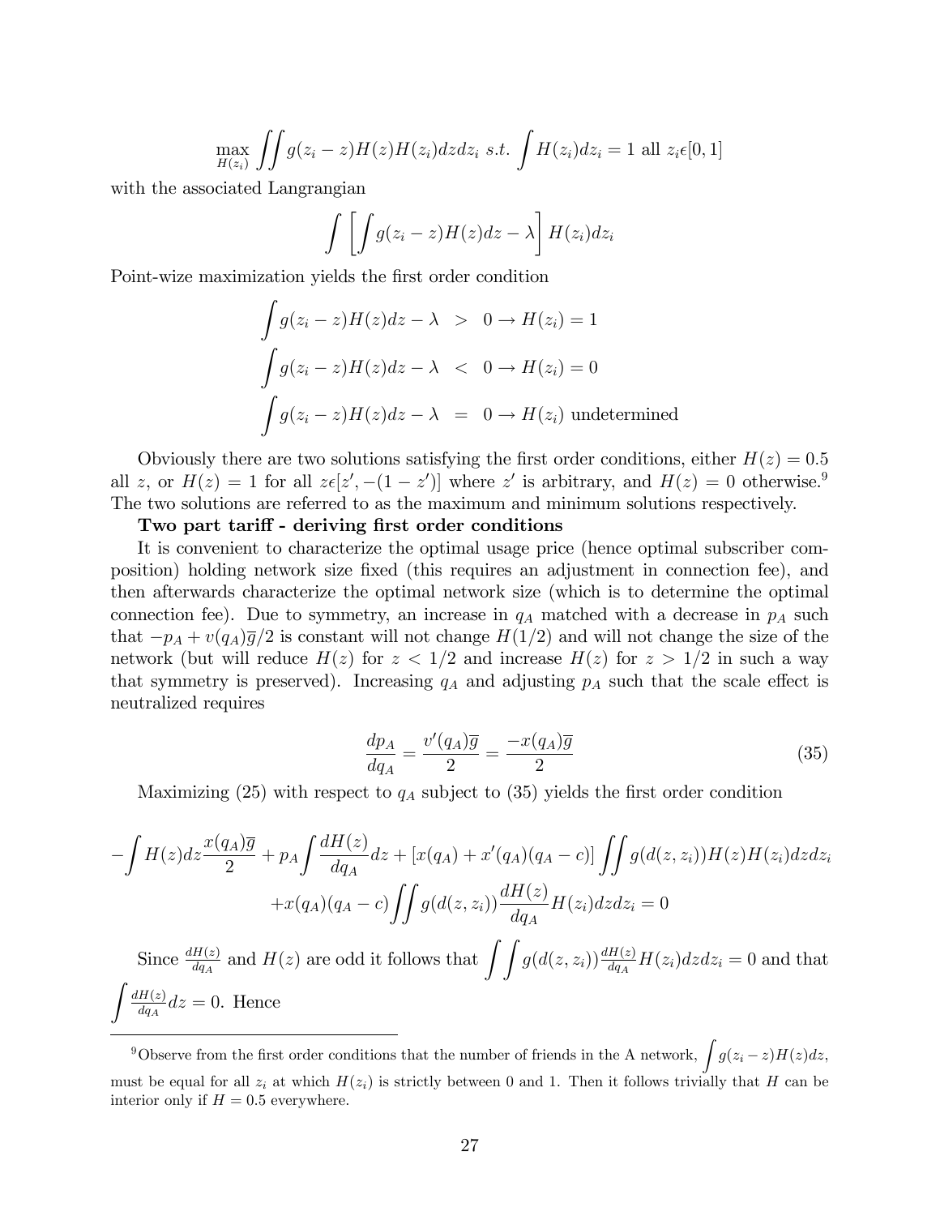$$\max_{H(z_i)} \iint g(z_i - z)H(z)H(z_i)dzdz_i \ s.t. \int H(z_i)dz_i = 1 \text{ all } z_i \epsilon [0, 1]$$

with the associated Langrangian

$$\int \left[ \int g(z_i - z)H(z)dz - \lambda \right] H(z_i)dz_i$$

Point-wize maximization yields the first order condition

$$\begin{aligned}
\int g(z_i - z)H(z)dz - \lambda &> 0 \rightarrow H(z_i) = 1 \\
\int g(z_i - z)H(z)dz - \lambda &< 0 \rightarrow H(z_i) = 0 \\
\int g(z_i - z)H(z)dz - \lambda &= 0 \rightarrow H(z_i) \text{ undetermined}
\end{aligned}$$

Obviously there are two solutions satisfying the first order conditions, either $H(z) = 0.5$ all $z$, or $H(z) = 1$ for all $z \epsilon [z', -(1 - z')]$ where $z'$ is arbitrary, and $H(z) = 0$ otherwise.[9] The two solutions are referred to as the maximum and minimum solutions respectively.

**Two part tariff - deriving first order conditions**

It is convenient to characterize the optimal usage price (hence optimal subscriber composition) holding network size fixed (this requires an adjustment in connection fee), and then afterwards characterize the optimal network size (which is to determine the optimal connection fee). Due to symmetry, an increase in $q_A$ matched with a decrease in $p_A$ such that $-p_A + v(q_A)\overline{g}/2$ is constant will not change $H(1/2)$ and will not change the size of the network (but will reduce $H(z)$ for $z < 1/2$ and increase $H(z)$ for $z > 1/2$ in such a way that symmetry is preserved). Increasing $q_A$ and adjusting $p_A$ such that the scale effect is neutralized requires

$$\frac{dp_A}{dq_A} = \frac{v'(q_A)\overline{g}}{2} = \frac{-x(q_A)\overline{g}}{2} \tag{35}$$

Maximizing (25) with respect to $q_A$ subject to (35) yields the first order condition

$$-\int H(z)dz \frac{x(q_A)\overline{g}}{2} + p_A \int \frac{dH(z)}{dq_A} dz + [x(q_A) + x'(q_A)(q_A - c)] \iint g(d(z, z_i))H(z)H(z_i)dzdz_i$$
$$+ x(q_A)(q_A - c) \iint g(d(z, z_i)) \frac{dH(z)}{dq_A} H(z_i)dzdz_i = 0$$

Since $\frac{dH(z)}{dq_A}$ and $H(z)$ are odd it follows that $\int \int g(d(z, z_i)) \frac{dH(z)}{dq_A} H(z_i)dzdz_i = 0$ and that $\int \frac{dH(z)}{dq_A} dz = 0$. Hence

[9] Observe from the first order conditions that the number of friends in the A network, $\int g(z_i - z)H(z)dz$, must be equal for all $z_i$ at which $H(z_i)$ is strictly between 0 and 1. Then it follows trivially that $H$ can be interior only if $H = 0.5$ everywhere.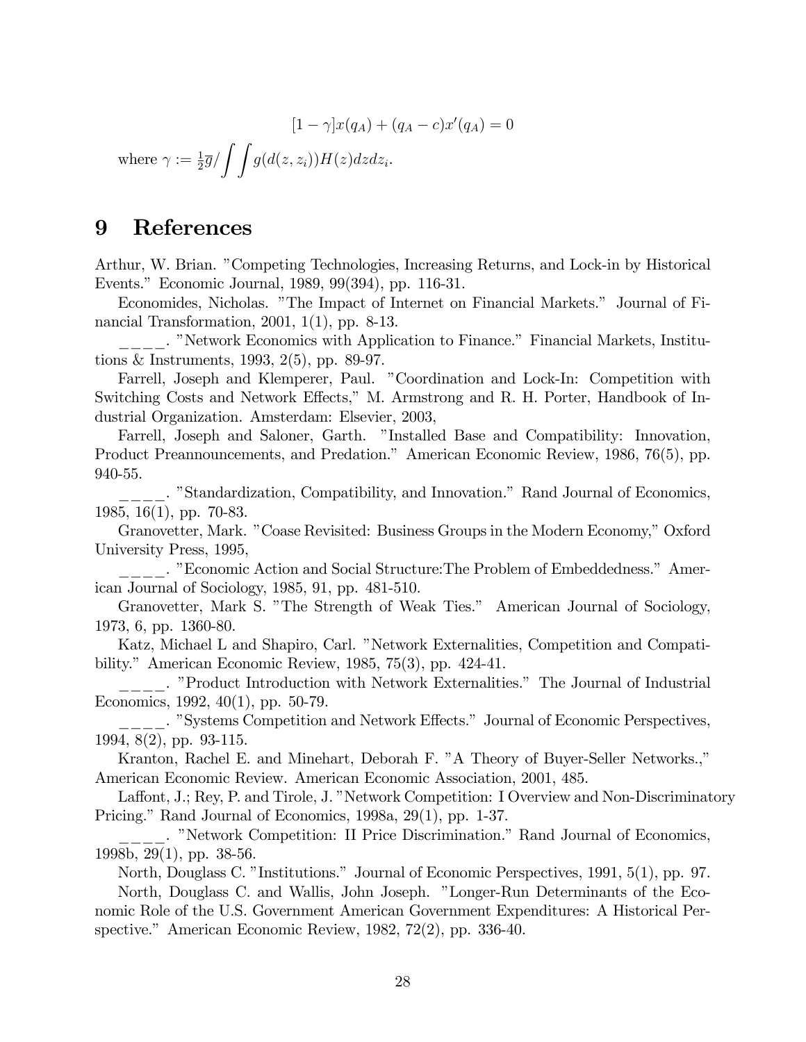$$[1-\gamma]x(q_A) + (q_A - c)x'(q_A) = 0$$

where $\gamma := \frac{1}{2}\overline{g} / \int \int g(d(z, z_i))H(z)dzdz_i$.

# 9 References

Arthur, W. Brian. "Competing Technologies, Increasing Returns, and Lock-in by Historical Events." Economic Journal, 1989, 99(394), pp. 116-31.

Economides, Nicholas. "The Impact of Internet on Financial Markets." Journal of Financial Transformation, 2001, 1(1), pp. 8-13.

_____. "Network Economics with Application to Finance." Financial Markets, Institutions & Instruments, 1993, 2(5), pp. 89-97.

Farrell, Joseph and Klemperer, Paul. "Coordination and Lock-In: Competition with Switching Costs and Network Effects," M. Armstrong and R. H. Porter, Handbook of Industrial Organization. Amsterdam: Elsevier, 2003,

Farrell, Joseph and Saloner, Garth. "Installed Base and Compatibility: Innovation, Product Preannouncements, and Predation." American Economic Review, 1986, 76(5), pp. 940-55.

_____. "Standardization, Compatibility, and Innovation." Rand Journal of Economics, 1985, 16(1), pp. 70-83.

Granovetter, Mark. "Coase Revisited: Business Groups in the Modern Economy," Oxford University Press, 1995,

_____. "Economic Action and Social Structure:The Problem of Embeddedness." American Journal of Sociology, 1985, 91, pp. 481-510.

Granovetter, Mark S. "The Strength of Weak Ties." American Journal of Sociology, 1973, 6, pp. 1360-80.

Katz, Michael L and Shapiro, Carl. "Network Externalities, Competition and Compatibility." American Economic Review, 1985, 75(3), pp. 424-41.

_____. "Product Introduction with Network Externalities." The Journal of Industrial Economics, 1992, 40(1), pp. 50-79.

_____. "Systems Competition and Network Effects." Journal of Economic Perspectives, 1994, 8(2), pp. 93-115.

Kranton, Rachel E. and Minehart, Deborah F. "A Theory of Buyer-Seller Networks.," American Economic Review. American Economic Association, 2001, 485.

Laffont, J.; Rey, P. and Tirole, J. "Network Competition: I Overview and Non-Discriminatory Pricing." Rand Journal of Economics, 1998a, 29(1), pp. 1-37.

_____. "Network Competition: II Price Discrimination." Rand Journal of Economics, 1998b, 29(1), pp. 38-56.

North, Douglass C. "Institutions." Journal of Economic Perspectives, 1991, 5(1), pp. 97.

North, Douglass C. and Wallis, John Joseph. "Longer-Run Determinants of the Economic Role of the U.S. Government American Government Expenditures: A Historical Perspective." American Economic Review, 1982, 72(2), pp. 336-40.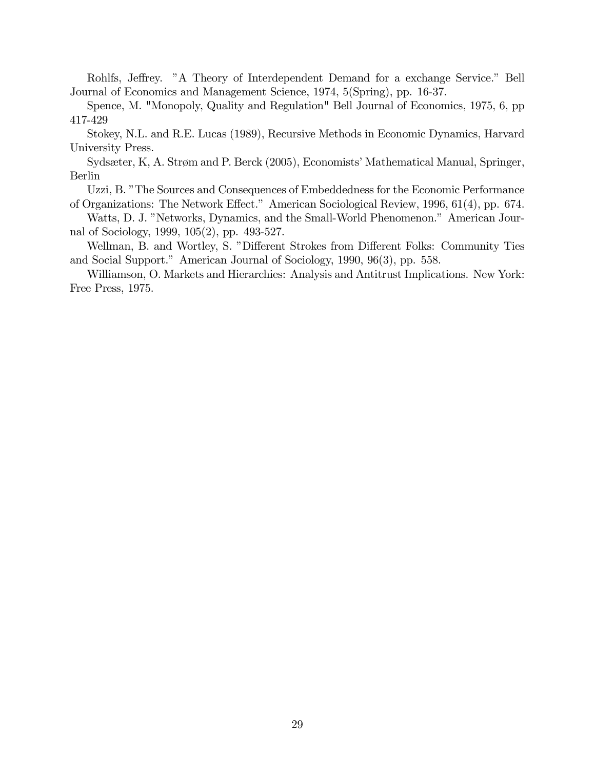Rohlfs, Jeffrey. "A Theory of Interdependent Demand for a exchange Service." Bell Journal of Economics and Management Science, 1974, 5(Spring), pp. 16-37.

Spence, M. "Monopoly, Quality and Regulation" Bell Journal of Economics, 1975, 6, pp 417-429

Stokey, N.L. and R.E. Lucas (1989), Recursive Methods in Economic Dynamics, Harvard University Press.

Sydsæter, K, A. Strøm and P. Berck (2005), Economists' Mathematical Manual, Springer, Berlin

Uzzi, B. "The Sources and Consequences of Embeddedness for the Economic Performance of Organizations: The Network Effect." American Sociological Review, 1996, 61(4), pp. 674.

Watts, D. J. "Networks, Dynamics, and the Small-World Phenomenon." American Journal of Sociology, 1999, 105(2), pp. 493-527.

Wellman, B. and Wortley, S. "Different Strokes from Different Folks: Community Ties and Social Support." American Journal of Sociology, 1990, 96(3), pp. 558.

Williamson, O. Markets and Hierarchies: Analysis and Antitrust Implications. New York: Free Press, 1975.